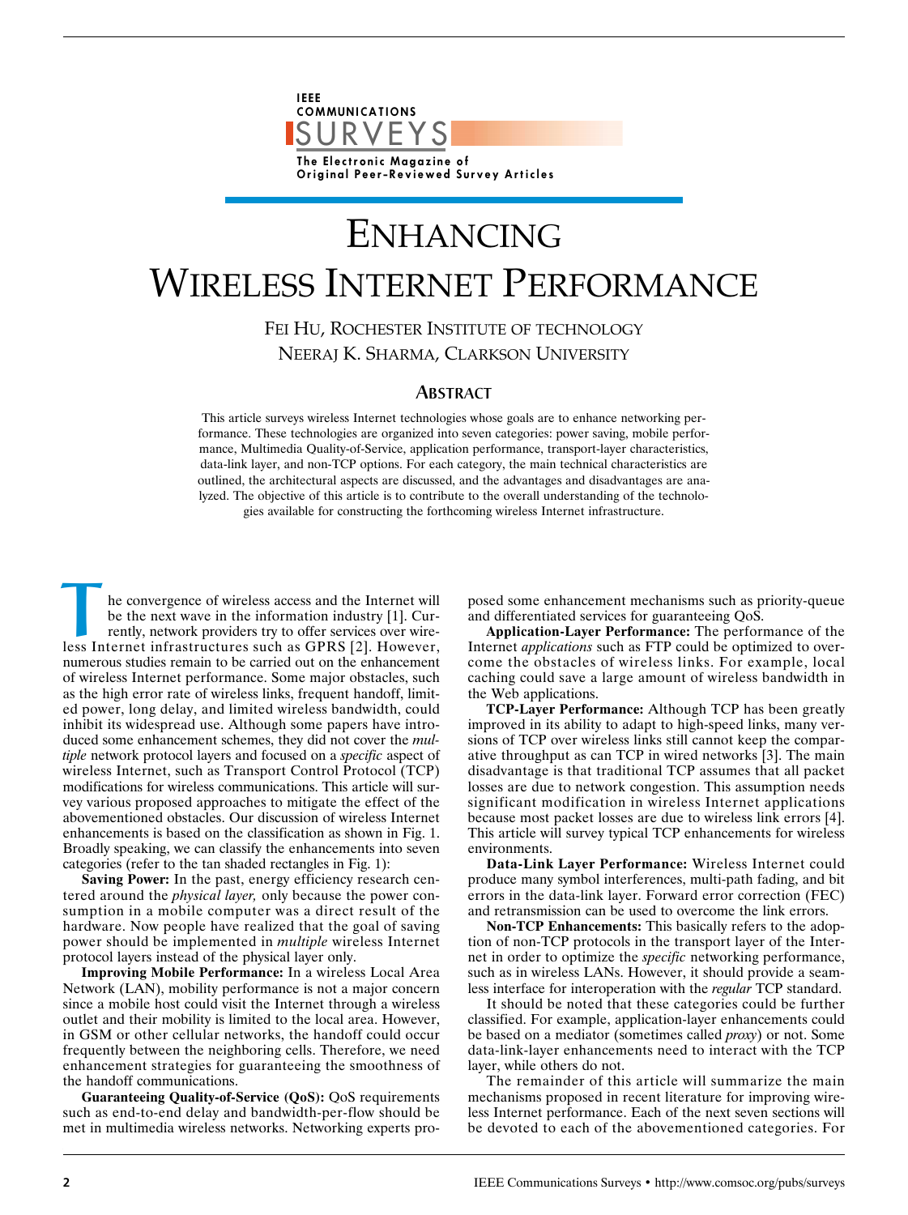IEEE COMMUNICATIONS SURVEYS

The Electronic Magazine of Original Peer-Reviewed Survey Articles

# ENHANCING WIRELESS INTERNET PERFORMANCE

FEI HU, ROCHESTER INSTITUTE OF TECHNOLOGY
NEERAJ K. SHARMA, CLARKSON UNIVERSITY

## ABSTRACT

This article surveys wireless Internet technologies whose goals are to enhance networking performance. These technologies are organized into seven categories: power saving, mobile performance, Multimedia Quality-of-Service, application performance, transport-layer characteristics, data-link layer, and non-TCP options. For each category, the main technical characteristics are outlined, the architectural aspects are discussed, and the advantages and disadvantages are analyzed. The objective of this article is to contribute to the overall understanding of the technologies available for constructing the forthcoming wireless Internet infrastructure.

The convergence of wireless access and the Internet will be the next wave in the information industry [1]. Currently, network providers try to offer services over wireless Internet infrastructures such as GPRS [2]. However, numerous studies remain to be carried out on the enhancement of wireless Internet performance. Some major obstacles, such as the high error rate of wireless links, frequent handoff, limited power, long delay, and limited wireless bandwidth, could inhibit its widespread use. Although some papers have introduced some enhancement schemes, they did not cover the *multiple* network protocol layers and focused on a *specific* aspect of wireless Internet, such as Transport Control Protocol (TCP) modifications for wireless communications. This article will survey various proposed approaches to mitigate the effect of the abovementioned obstacles. Our discussion of wireless Internet enhancements is based on the classification as shown in Fig. 1. Broadly speaking, we can classify the enhancements into seven categories (refer to the tan shaded rectangles in Fig. 1):

**Saving Power:** In the past, energy efficiency research centered around the *physical layer,* only because the power consumption in a mobile computer was a direct result of the hardware. Now people have realized that the goal of saving power should be implemented in *multiple* wireless Internet protocol layers instead of the physical layer only.

**Improving Mobile Performance:** In a wireless Local Area Network (LAN), mobility performance is not a major concern since a mobile host could visit the Internet through a wireless outlet and their mobility is limited to the local area. However, in GSM or other cellular networks, the handoff could occur frequently between the neighboring cells. Therefore, we need enhancement strategies for guaranteeing the smoothness of the handoff communications.

**Guaranteeing Quality-of-Service (QoS):** QoS requirements such as end-to-end delay and bandwidth-per-flow should be met in multimedia wireless networks. Networking experts proposed some enhancement mechanisms such as priority-queue and differentiated services for guaranteeing QoS.

**Application-Layer Performance:** The performance of the Internet *applications* such as FTP could be optimized to overcome the obstacles of wireless links. For example, local caching could save a large amount of wireless bandwidth in the Web applications.

**TCP-Layer Performance:** Although TCP has been greatly improved in its ability to adapt to high-speed links, many versions of TCP over wireless links still cannot keep the comparative throughput as can TCP in wired networks [3]. The main disadvantage is that traditional TCP assumes that all packet losses are due to network congestion. This assumption needs significant modification in wireless Internet applications because most packet losses are due to wireless link errors [4]. This article will survey typical TCP enhancements for wireless environments.

**Data-Link Layer Performance:** Wireless Internet could produce many symbol interferences, multi-path fading, and bit errors in the data-link layer. Forward error correction (FEC) and retransmission can be used to overcome the link errors.

**Non-TCP Enhancements:** This basically refers to the adoption of non-TCP protocols in the transport layer of the Internet in order to optimize the *specific* networking performance, such as in wireless LANs. However, it should provide a seamless interface for interoperation with the *regular* TCP standard.

It should be noted that these categories could be further classified. For example, application-layer enhancements could be based on a mediator (sometimes called *proxy*) or not. Some data-link-layer enhancements need to interact with the TCP layer, while others do not.

The remainder of this article will summarize the main mechanisms proposed in recent literature for improving wireless Internet performance. Each of the next seven sections will be devoted to each of the abovementioned categories. For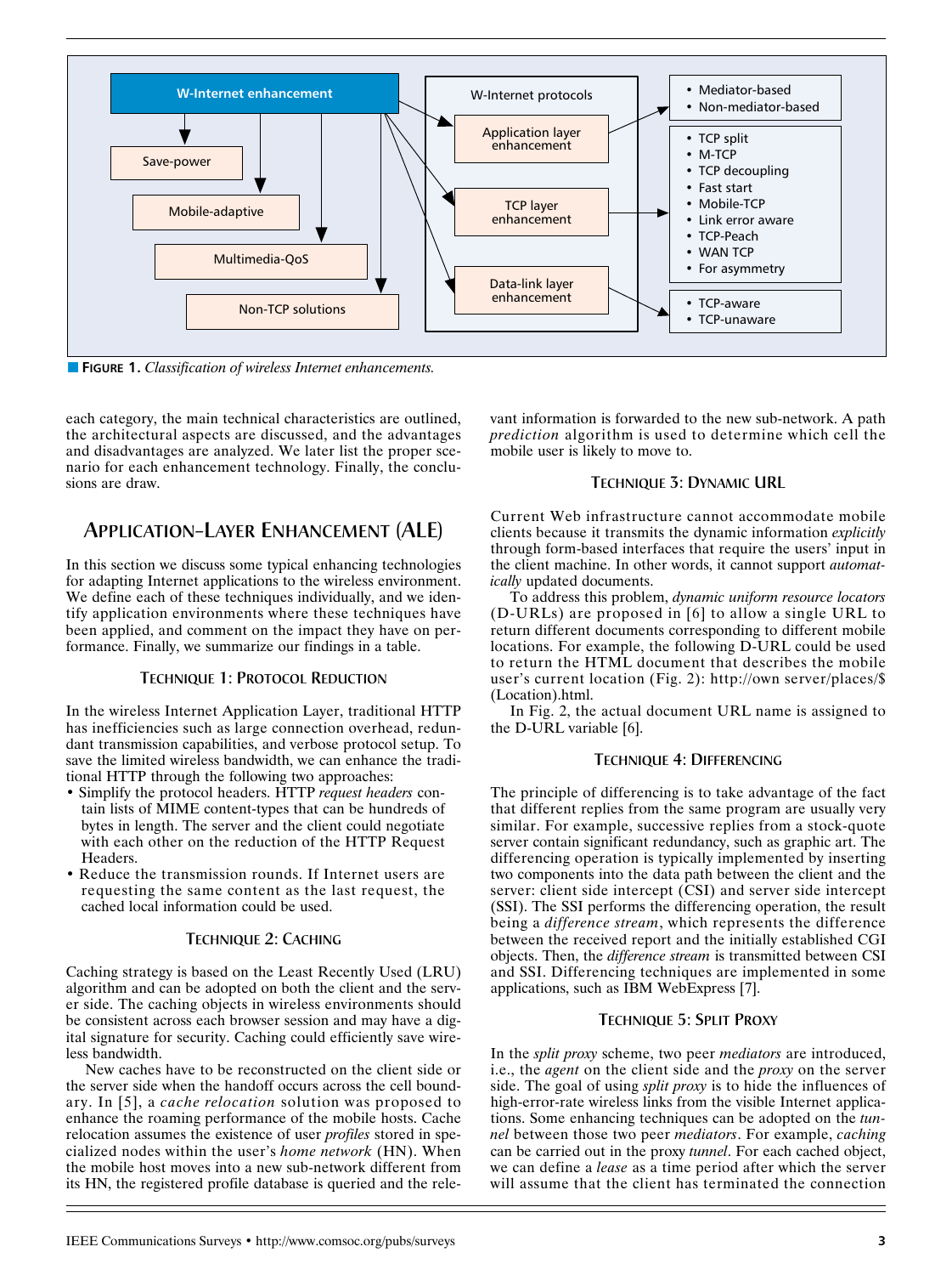W-Internet enhancement

Save-power

Mobile-adaptive

Multimedia-QoS

Non-TCP solutions

W-Internet protocols

Application layer enhancement

TCP layer enhancement

Data-link layer enhancement

- Mediator-based
- Non-mediator-based

- TCP split
- M-TCP
- TCP decoupling
- Fast start
- Mobile-TCP
- Link error aware
- TCP-Peach
- WAN TCP
- For asymmetry

- TCP-aware
- TCP-unaware

**FIGURE 1.** *Classification of wireless Internet enhancements.*

each category, the main technical characteristics are outlined, the architectural aspects are discussed, and the advantages and disadvantages are analyzed. We later list the proper scenario for each enhancement technology. Finally, the conclusions are draw.

## APPLICATION-LAYER ENHANCEMENT (ALE)

In this section we discuss some typical enhancing technologies for adapting Internet applications to the wireless environment. We define each of these techniques individually, and we identify application environments where these techniques have been applied, and comment on the impact they have on performance. Finally, we summarize our findings in a table.

### TECHNIQUE 1: PROTOCOL REDUCTION

In the wireless Internet Application Layer, traditional HTTP has inefficiencies such as large connection overhead, redundant transmission capabilities, and verbose protocol setup. To save the limited wireless bandwidth, we can enhance the traditional HTTP through the following two approaches:

- Simplify the protocol headers. HTTP *request headers* contain lists of MIME content-types that can be hundreds of bytes in length. The server and the client could negotiate with each other on the reduction of the HTTP Request Headers.
- Reduce the transmission rounds. If Internet users are requesting the same content as the last request, the cached local information could be used.

### TECHNIQUE 2: CACHING

Caching strategy is based on the Least Recently Used (LRU) algorithm and can be adopted on both the client and the server side. The caching objects in wireless environments should be consistent across each browser session and may have a digital signature for security. Caching could efficiently save wireless bandwidth.

New caches have to be reconstructed on the client side or the server side when the handoff occurs across the cell boundary. In [5], a *cache relocation* solution was proposed to enhance the roaming performance of the mobile hosts. Cache relocation assumes the existence of user *profiles* stored in specialized nodes within the user's *home network* (HN). When the mobile host moves into a new sub-network different from its HN, the registered profile database is queried and the relevant information is forwarded to the new sub-network. A path *prediction* algorithm is used to determine which cell the mobile user is likely to move to.

### TECHNIQUE 3: DYNAMIC URL

Current Web infrastructure cannot accommodate mobile clients because it transmits the dynamic information *explicitly* through form-based interfaces that require the users' input in the client machine. In other words, it cannot support *automatically* updated documents.

To address this problem, *dynamic uniform resource locators* (D-URLs) are proposed in [6] to allow a single URL to return different documents corresponding to different mobile locations. For example, the following D-URL could be used to return the HTML document that describes the mobile user's current location (Fig. 2): http://own server/places/$(Location).html.

In Fig. 2, the actual document URL name is assigned to the D-URL variable [6].

### TECHNIQUE 4: DIFFERENCING

The principle of differencing is to take advantage of the fact that different replies from the same program are usually very similar. For example, successive replies from a stock-quote server contain significant redundancy, such as graphic art. The differencing operation is typically implemented by inserting two components into the data path between the client and the server: client side intercept (CSI) and server side intercept (SSI). The SSI performs the differencing operation, the result being a *difference stream*, which represents the difference between the received report and the initially established CGI objects. Then, the *difference stream* is transmitted between CSI and SSI. Differencing techniques are implemented in some applications, such as IBM WebExpress [7].

### TECHNIQUE 5: SPLIT PROXY

In the *split proxy* scheme, two peer *mediators* are introduced, i.e., the *agent* on the client side and the *proxy* on the server side. The goal of using *split proxy* is to hide the influences of high-error-rate wireless links from the visible Internet applications. Some enhancing techniques can be adopted on the *tunnel* between those two peer *mediators*. For example, *caching* can be carried out in the proxy *tunnel*. For each cached object, we can define a *lease* as a time period after which the server will assume that the client has terminated the connection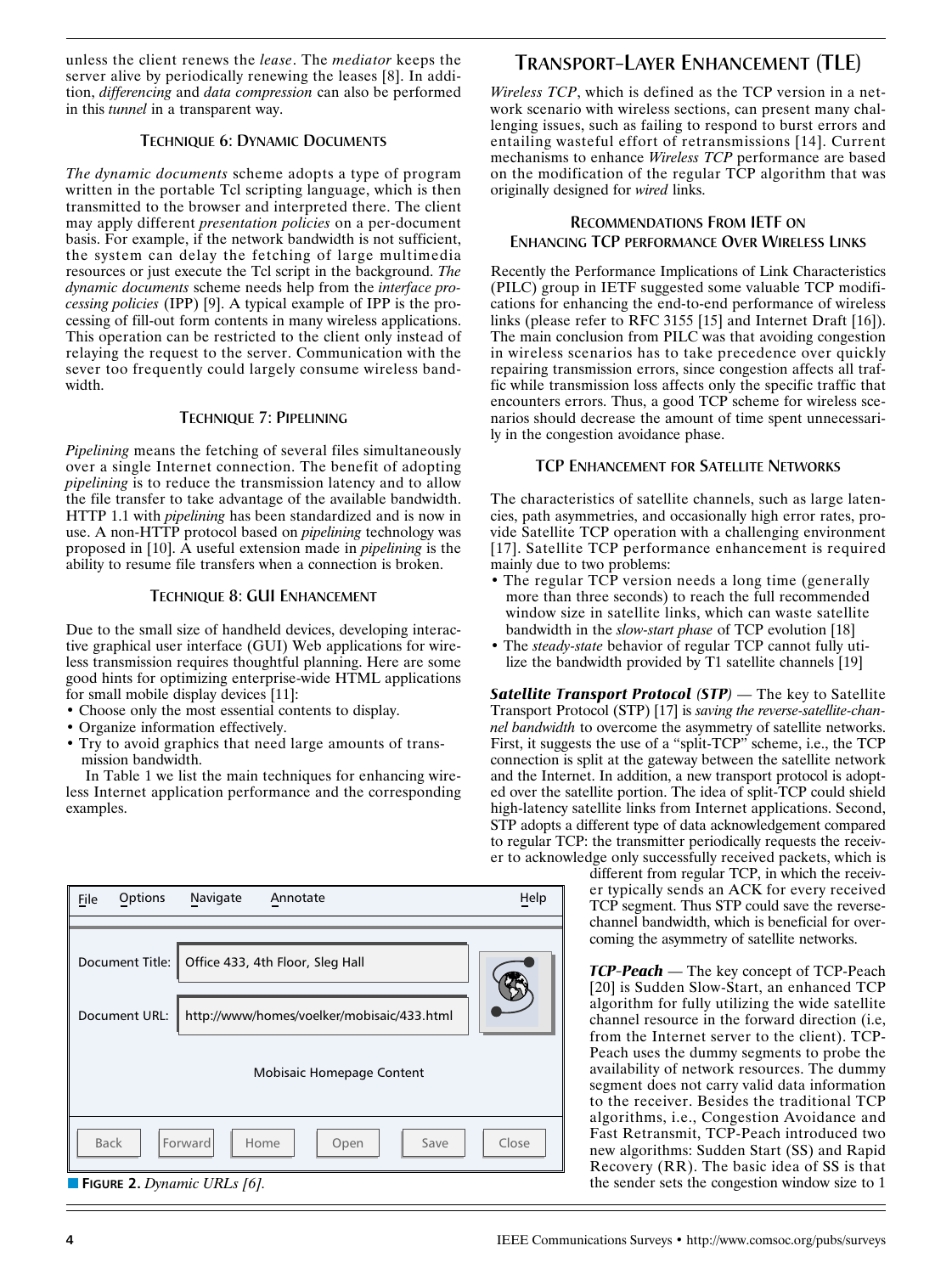unless the client renews the *lease*. The *mediator* keeps the server alive by periodically renewing the leases [8]. In addition, *differencing* and *data compression* can also be performed in this *tunnel* in a transparent way.

### TECHNIQUE 6: DYNAMIC DOCUMENTS

*The dynamic documents* scheme adopts a type of program written in the portable Tcl scripting language, which is then transmitted to the browser and interpreted there. The client may apply different *presentation policies* on a per-document basis. For example, if the network bandwidth is not sufficient, the system can delay the fetching of large multimedia resources or just execute the Tcl script in the background. *The dynamic documents* scheme needs help from the *interface processing policies* (IPP) [9]. A typical example of IPP is the processing of fill-out form contents in many wireless applications. This operation can be restricted to the client only instead of relaying the request to the server. Communication with the sever too frequently could largely consume wireless bandwidth.

### TECHNIQUE 7: PIPELINING

*Pipelining* means the fetching of several files simultaneously over a single Internet connection. The benefit of adopting *pipelining* is to reduce the transmission latency and to allow the file transfer to take advantage of the available bandwidth. HTTP 1.1 with *pipelining* has been standardized and is now in use. A non-HTTP protocol based on *pipelining* technology was proposed in [10]. A useful extension made in *pipelining* is the ability to resume file transfers when a connection is broken.

### TECHNIQUE 8: GUI ENHANCEMENT

Due to the small size of handheld devices, developing interactive graphical user interface (GUI) Web applications for wireless transmission requires thoughtful planning. Here are some good hints for optimizing enterprise-wide HTML applications for small mobile display devices [11]:

- Choose only the most essential contents to display.
- Organize information effectively.
- Try to avoid graphics that need large amounts of transmission bandwidth.

In Table 1 we list the main techniques for enhancing wireless Internet application performance and the corresponding examples.

| File | Options | Navigate | Annotate | | Help |
|---|---|---|---|---|---|
| Document Title: | Office 433, 4th Floor, Sleg Hall | | | | |
| Document URL: | http://www/homes/voelker/mobisaic/433.html | | | | |
| | | Mobisaic Homepage Content | | | |
| Back | Forward | Home | Open | Save | Close |

**FIGURE 2.** *Dynamic URLs [6].*

## TRANSPORT-LAYER ENHANCEMENT (TLE)

*Wireless TCP*, which is defined as the TCP version in a network scenario with wireless sections, can present many challenging issues, such as failing to respond to burst errors and entailing wasteful effort of retransmissions [14]. Current mechanisms to enhance *Wireless TCP* performance are based on the modification of the regular TCP algorithm that was originally designed for *wired* links.

### RECOMMENDATIONS FROM IETF ON ENHANCING TCP PERFORMANCE OVER WIRELESS LINKS

Recently the Performance Implications of Link Characteristics (PILC) group in IETF suggested some valuable TCP modifications for enhancing the end-to-end performance of wireless links (please refer to RFC 3155 [15] and Internet Draft [16]). The main conclusion from PILC was that avoiding congestion in wireless scenarios has to take precedence over quickly repairing transmission errors, since congestion affects all traffic while transmission loss affects only the specific traffic that encounters errors. Thus, a good TCP scheme for wireless scenarios should decrease the amount of time spent unnecessarily in the congestion avoidance phase.

### TCP ENHANCEMENT FOR SATELLITE NETWORKS

The characteristics of satellite channels, such as large latencies, path asymmetries, and occasionally high error rates, provide Satellite TCP operation with a challenging environment [17]. Satellite TCP performance enhancement is required mainly due to two problems:

- The regular TCP version needs a long time (generally more than three seconds) to reach the full recommended window size in satellite links, which can waste satellite bandwidth in the *slow-start phase* of TCP evolution [18]
- The *steady-state* behavior of regular TCP cannot fully utilize the bandwidth provided by T1 satellite channels [19]

***Satellite Transport Protocol (STP)*** — The key to Satellite Transport Protocol (STP) [17] is *saving the reverse-satellite-channel bandwidth* to overcome the asymmetry of satellite networks. First, it suggests the use of a "split-TCP" scheme, i.e., the TCP connection is split at the gateway between the satellite network and the Internet. In addition, a new transport protocol is adopted over the satellite portion. The idea of split-TCP could shield high-latency satellite links from Internet applications. Second, STP adopts a different type of data acknowledgement compared to regular TCP: the transmitter periodically requests the receiver to acknowledge only successfully received packets, which is different from regular TCP, in which the receiver typically sends an ACK for every received TCP segment. Thus STP could save the reverse-channel bandwidth, which is beneficial for overcoming the asymmetry of satellite networks.

***TCP-Peach*** — The key concept of TCP-Peach [20] is Sudden Slow-Start, an enhanced TCP algorithm for fully utilizing the wide satellite channel resource in the forward direction (i.e, from the Internet server to the client). TCP-Peach uses the dummy segments to probe the availability of network resources. The dummy segment does not carry valid data information to the receiver. Besides the traditional TCP algorithms, i.e., Congestion Avoidance and Fast Retransmit, TCP-Peach introduced two new algorithms: Sudden Start (SS) and Rapid Recovery (RR). The basic idea of SS is that the sender sets the congestion window size to 1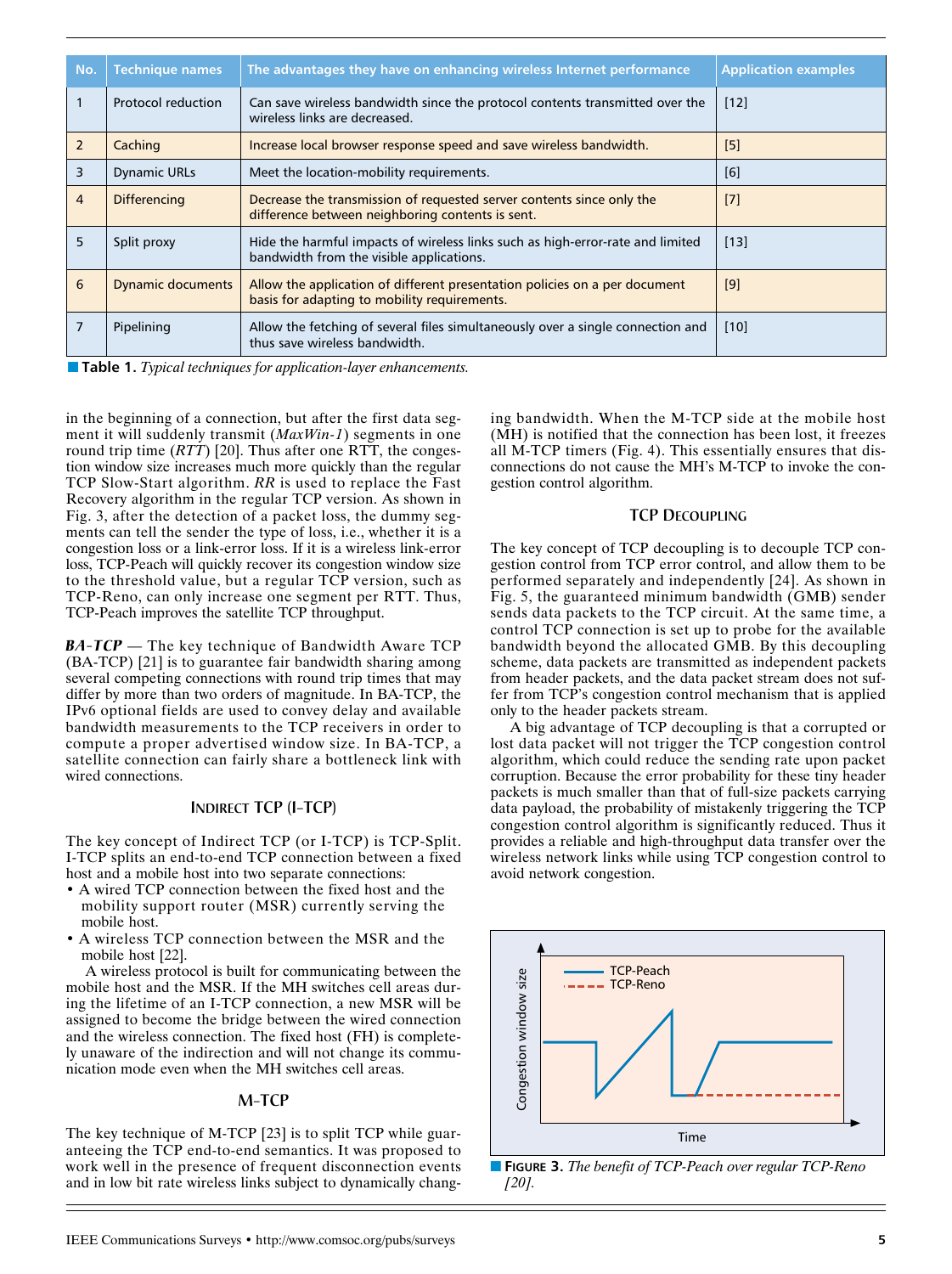| No. | Technique names | The advantages they have on enhancing wireless Internet performance | Application examples |
|---|---|---|---|
| 1 | Protocol reduction | Can save wireless bandwidth since the protocol contents transmitted over the wireless links are decreased. | [12] |
| 2 | Caching | Increase local browser response speed and save wireless bandwidth. | [5] |
| 3 | Dynamic URLs | Meet the location-mobility requirements. | [6] |
| 4 | Differencing | Decrease the transmission of requested server contents since only the difference between neighboring contents is sent. | [7] |
| 5 | Split proxy | Hide the harmful impacts of wireless links such as high-error-rate and limited bandwidth from the visible applications. | [13] |
| 6 | Dynamic documents | Allow the application of different presentation policies on a per document basis for adapting to mobility requirements. | [9] |
| 7 | Pipelining | Allow the fetching of several files simultaneously over a single connection and thus save wireless bandwidth. | [10] |

**Table 1.** *Typical techniques for application-layer enhancements.*

in the beginning of a connection, but after the first data segment it will suddenly transmit (*MaxWin-1*) segments in one round trip time (*RTT*) [20]. Thus after one RTT, the congestion window size increases much more quickly than the regular TCP Slow-Start algorithm. *RR* is used to replace the Fast Recovery algorithm in the regular TCP version. As shown in Fig. 3, after the detection of a packet loss, the dummy segments can tell the sender the type of loss, i.e., whether it is a congestion loss or a link-error loss. If it is a wireless link-error loss, TCP-Peach will quickly recover its congestion window size to the threshold value, but a regular TCP version, such as TCP-Reno, can only increase one segment per RTT. Thus, TCP-Peach improves the satellite TCP throughput.

***BA-TCP*** — The key technique of Bandwidth Aware TCP (BA-TCP) [21] is to guarantee fair bandwidth sharing among several competing connections with round trip times that may differ by more than two orders of magnitude. In BA-TCP, the IPv6 optional fields are used to convey delay and available bandwidth measurements to the TCP receivers in order to compute a proper advertised window size. In BA-TCP, a satellite connection can fairly share a bottleneck link with wired connections.

### Indirect TCP (I-TCP)

The key concept of Indirect TCP (or I-TCP) is TCP-Split. I-TCP splits an end-to-end TCP connection between a fixed host and a mobile host into two separate connections:

- A wired TCP connection between the fixed host and the mobility support router (MSR) currently serving the mobile host.
- A wireless TCP connection between the MSR and the mobile host [22].

A wireless protocol is built for communicating between the mobile host and the MSR. If the MH switches cell areas during the lifetime of an I-TCP connection, a new MSR will be assigned to become the bridge between the wired connection and the wireless connection. The fixed host (FH) is completely unaware of the indirection and will not change its communication mode even when the MH switches cell areas.

### M-TCP

The key technique of M-TCP [23] is to split TCP while guaranteeing the TCP end-to-end semantics. It was proposed to work well in the presence of frequent disconnection events and in low bit rate wireless links subject to dynamically changing bandwidth. When the M-TCP side at the mobile host (MH) is notified that the connection has been lost, it freezes all M-TCP timers (Fig. 4). This essentially ensures that disconnections do not cause the MH's M-TCP to invoke the congestion control algorithm.

### TCP Decoupling

The key concept of TCP decoupling is to decouple TCP congestion control from TCP error control, and allow them to be performed separately and independently [24]. As shown in Fig. 5, the guaranteed minimum bandwidth (GMB) sender sends data packets to the TCP circuit. At the same time, a control TCP connection is set up to probe for the available bandwidth beyond the allocated GMB. By this decoupling scheme, data packets are transmitted as independent packets from header packets, and the data packet stream does not suffer from TCP's congestion control mechanism that is applied only to the header packets stream.

A big advantage of TCP decoupling is that a corrupted or lost data packet will not trigger the TCP congestion control algorithm, which could reduce the sending rate upon packet corruption. Because the error probability for these tiny header packets is much smaller than that of full-size packets carrying data payload, the probability of mistakenly triggering the TCP congestion control algorithm is significantly reduced. Thus it provides a reliable and high-throughput data transfer over the wireless network links while using TCP congestion control to avoid network congestion.

**Figure 3.** *The benefit of TCP-Peach over regular TCP-Reno [20].*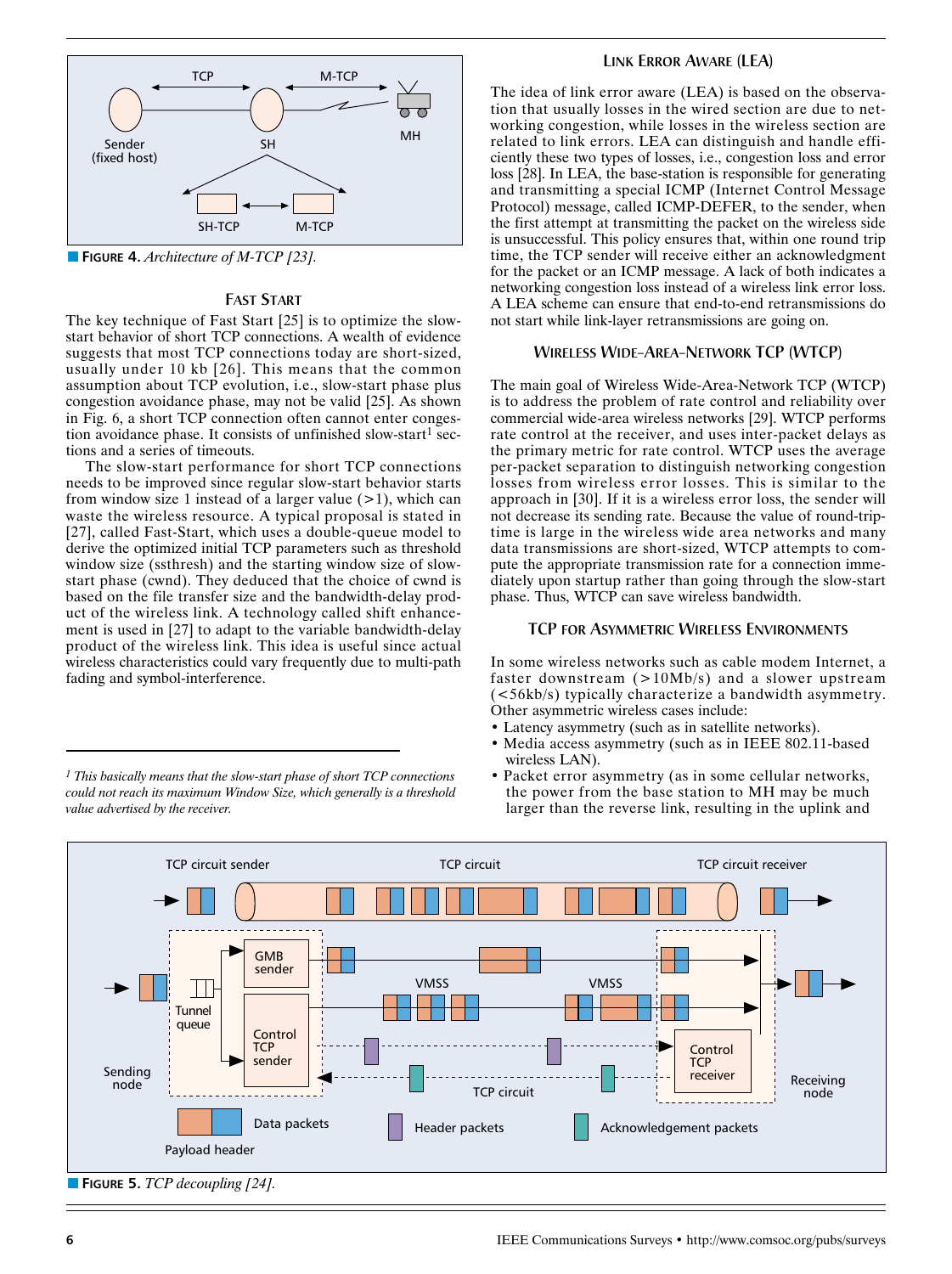**FIGURE 4.** *Architecture of M-TCP [23].*

### FAST START

The key technique of Fast Start [25] is to optimize the slow-start behavior of short TCP connections. A wealth of evidence suggests that most TCP connections today are short-sized, usually under 10 kb [26]. This means that the common assumption about TCP evolution, i.e., slow-start phase plus congestion avoidance phase, may not be valid [25]. As shown in Fig. 6, a short TCP connection often cannot enter congestion avoidance phase. It consists of unfinished slow-start[1] sections and a series of timeouts.

The slow-start performance for short TCP connections needs to be improved since regular slow-start behavior starts from window size 1 instead of a larger value (>1), which can waste the wireless resource. A typical proposal is stated in [27], called Fast-Start, which uses a double-queue model to derive the optimized initial TCP parameters such as threshold window size (ssthresh) and the starting window size of slow-start phase (cwnd). They deduced that the choice of cwnd is based on the file transfer size and the bandwidth-delay product of the wireless link. A technology called shift enhancement is used in [27] to adapt to the variable bandwidth-delay product of the wireless link. This idea is useful since actual wireless characteristics could vary frequently due to multi-path fading and symbol-interference.

[1] *This basically means that the slow-start phase of short TCP connections could not reach its maximum Window Size, which generally is a threshold value advertised by the receiver.*

### LINK ERROR AWARE (LEA)

The idea of link error aware (LEA) is based on the observation that usually losses in the wired section are due to networking congestion, while losses in the wireless section are related to link errors. LEA can distinguish and handle efficiently these two types of losses, i.e., congestion loss and error loss [28]. In LEA, the base-station is responsible for generating and transmitting a special ICMP (Internet Control Message Protocol) message, called ICMP-DEFER, to the sender, when the first attempt at transmitting the packet on the wireless side is unsuccessful. This policy ensures that, within one round trip time, the TCP sender will receive either an acknowledgment for the packet or an ICMP message. A lack of both indicates a networking congestion loss instead of a wireless link error loss. A LEA scheme can ensure that end-to-end retransmissions do not start while link-layer retransmissions are going on.

### WIRELESS WIDE-AREA-NETWORK TCP (WTCP)

The main goal of Wireless Wide-Area-Network TCP (WTCP) is to address the problem of rate control and reliability over commercial wide-area wireless networks [29]. WTCP performs rate control at the receiver, and uses inter-packet delays as the primary metric for rate control. WTCP uses the average per-packet separation to distinguish networking congestion losses from wireless error losses. This is similar to the approach in [30]. If it is a wireless error loss, the sender will not decrease its sending rate. Because the value of round-trip-time is large in the wireless wide area networks and many data transmissions are short-sized, WTCP attempts to compute the appropriate transmission rate for a connection immediately upon startup rather than going through the slow-start phase. Thus, WTCP can save wireless bandwidth.

### TCP FOR ASYMMETRIC WIRELESS ENVIRONMENTS

In some wireless networks such as cable modem Internet, a faster downstream (>10Mb/s) and a slower upstream (<56kb/s) typically characterize a bandwidth asymmetry. Other asymmetric wireless cases include:

- Latency asymmetry (such as in satellite networks).
- Media access asymmetry (such as in IEEE 802.11-based wireless LAN).
- Packet error asymmetry (as in some cellular networks, the power from the base station to MH may be much larger than the reverse link, resulting in the uplink and

**FIGURE 5.** *TCP decoupling [24].*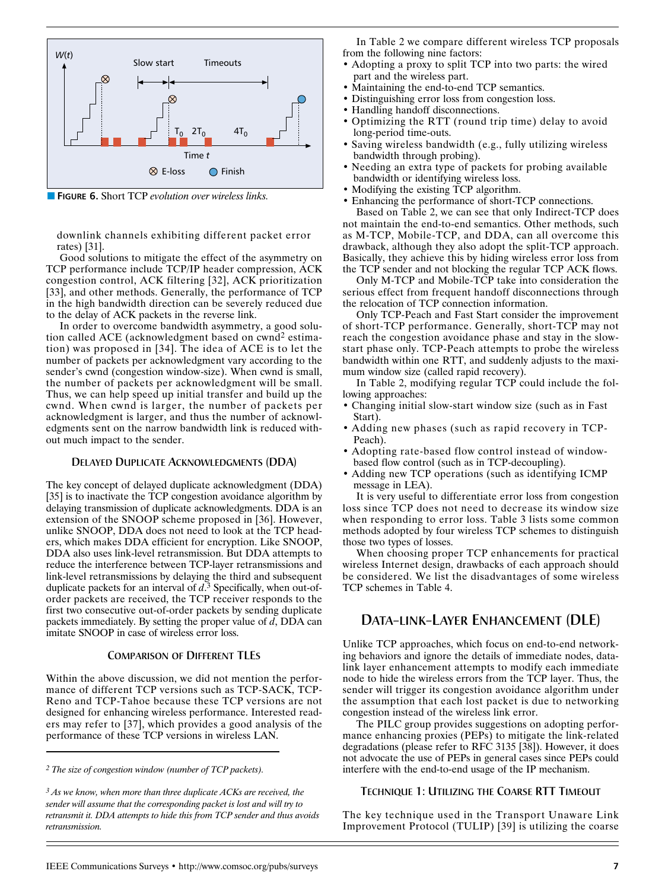**FIGURE 6.** Short TCP *evolution over wireless links.*

downlink channels exhibiting different packet error rates) [31].

Good solutions to mitigate the effect of the asymmetry on TCP performance include TCP/IP header compression, ACK congestion control, ACK filtering [32], ACK prioritization [33], and other methods. Generally, the performance of TCP in the high bandwidth direction can be severely reduced due to the delay of ACK packets in the reverse link.

In order to overcome bandwidth asymmetry, a good solution called ACE (acknowledgment based on cwnd[2] estimation) was proposed in [34]. The idea of ACE is to let the number of packets per acknowledgment vary according to the sender's cwnd (congestion window-size). When cwnd is small, the number of packets per acknowledgment will be small. Thus, we can help speed up initial transfer and build up the cwnd. When cwnd is larger, the number of packets per acknowledgment is larger, and thus the number of acknowledgments sent on the narrow bandwidth link is reduced without much impact to the sender.

### DELAYED DUPLICATE ACKNOWLEDGMENTS (DDA)

The key concept of delayed duplicate acknowledgment (DDA) [35] is to inactivate the TCP congestion avoidance algorithm by delaying transmission of duplicate acknowledgments. DDA is an extension of the SNOOP scheme proposed in [36]. However, unlike SNOOP, DDA does not need to look at the TCP headers, which makes DDA efficient for encryption. Like SNOOP, DDA also uses link-level retransmission. But DDA attempts to reduce the interference between TCP-layer retransmissions and link-level retransmissions by delaying the third and subsequent duplicate packets for an interval of $d$.[3] Specifically, when out-of-order packets are received, the TCP receiver responds to the first two consecutive out-of-order packets by sending duplicate packets immediately. By setting the proper value of $d$, DDA can imitate SNOOP in case of wireless error loss.

### COMPARISON OF DIFFERENT TLES

Within the above discussion, we did not mention the performance of different TCP versions such as TCP-SACK, TCP-Reno and TCP-Tahoe because these TCP versions are not designed for enhancing wireless performance. Interested readers may refer to [37], which provides a good analysis of the performance of these TCP versions in wireless LAN.

[2] *The size of congestion window (number of TCP packets).*

[3] *As we know, when more than three duplicate ACKs are received, the sender will assume that the corresponding packet is lost and will try to retransmit it. DDA attempts to hide this from TCP sender and thus avoids retransmission.*

In Table 2 we compare different wireless TCP proposals from the following nine factors:

- Adopting a proxy to split TCP into two parts: the wired part and the wireless part.
- Maintaining the end-to-end TCP semantics.
- Distinguishing error loss from congestion loss.
- Handling handoff disconnections.
- Optimizing the RTT (round trip time) delay to avoid long-period time-outs.
- Saving wireless bandwidth (e.g., fully utilizing wireless bandwidth through probing).
- Needing an extra type of packets for probing available bandwidth or identifying wireless loss.
- Modifying the existing TCP algorithm.
- Enhancing the performance of short-TCP connections.

Based on Table 2, we can see that only Indirect-TCP does not maintain the end-to-end semantics. Other methods, such as M-TCP, Mobile-TCP, and DDA, can all overcome this drawback, although they also adopt the split-TCP approach. Basically, they achieve this by hiding wireless error loss from the TCP sender and not blocking the regular TCP ACK flows.

Only M-TCP and Mobile-TCP take into consideration the serious effect from frequent handoff disconnections through the relocation of TCP connection information.

Only TCP-Peach and Fast Start consider the improvement of short-TCP performance. Generally, short-TCP may not reach the congestion avoidance phase and stay in the slow-start phase only. TCP-Peach attempts to probe the wireless bandwidth within one RTT, and suddenly adjusts to the maximum window size (called rapid recovery).

In Table 2, modifying regular TCP could include the following approaches:

- Changing initial slow-start window size (such as in Fast Start).
- Adding new phases (such as rapid recovery in TCP-Peach).
- Adopting rate-based flow control instead of window-based flow control (such as in TCP-decoupling).
- Adding new TCP operations (such as identifying ICMP message in LEA).

It is very useful to differentiate error loss from congestion loss since TCP does not need to decrease its window size when responding to error loss. Table 3 lists some common methods adopted by four wireless TCP schemes to distinguish those two types of losses.

When choosing proper TCP enhancements for practical wireless Internet design, drawbacks of each approach should be considered. We list the disadvantages of some wireless TCP schemes in Table 4.

## DATA-LINK-LAYER ENHANCEMENT (DLE)

Unlike TCP approaches, which focus on end-to-end networking behaviors and ignore the details of immediate nodes, data-link layer enhancement attempts to modify each immediate node to hide the wireless errors from the TCP layer. Thus, the sender will trigger its congestion avoidance algorithm under the assumption that each lost packet is due to networking congestion instead of the wireless link error.

The PILC group provides suggestions on adopting performance enhancing proxies (PEPs) to mitigate the link-related degradations (please refer to RFC 3135 [38]). However, it does not advocate the use of PEPs in general cases since PEPs could interfere with the end-to-end usage of the IP mechanism.

### TECHNIQUE 1: UTILIZING THE COARSE RTT TIMEOUT

The key technique used in the Transport Unaware Link Improvement Protocol (TULIP) [39] is utilizing the coarse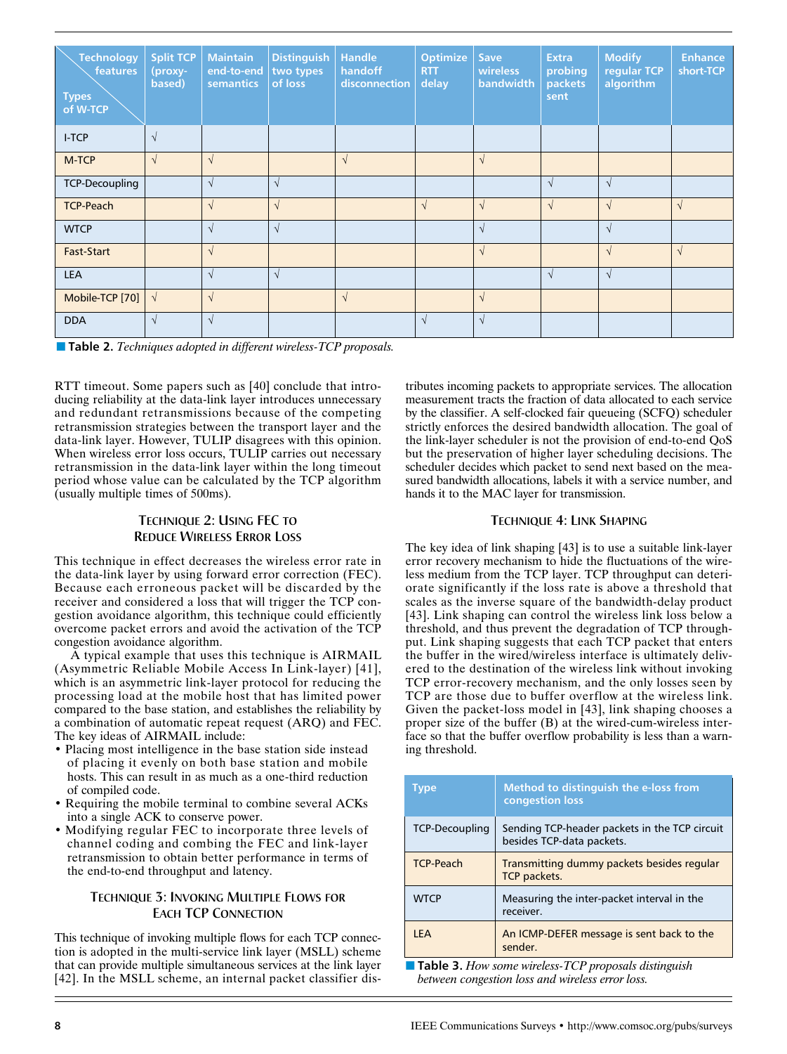| Types of W-TCP \ Technology features | Split TCP (proxy-based) | Maintain end-to-end semantics | Distinguish two types of loss | Handle handoff disconnection | Optimize RTT delay | Save wireless bandwidth | Extra probing packets sent | Modify regular TCP algorithm | Enhance short-TCP |
|---|---|---|---|---|---|---|---|---|---|
| I-TCP | √ | | | | | | | | |
| M-TCP | √ | √ | | √ | | √ | | | |
| TCP-Decoupling | | √ | √ | | | | √ | √ | |
| TCP-Peach | | √ | √ | | √ | √ | √ | √ | √ |
| WTCP | | √ | √ | | | √ | | √ | |
| Fast-Start | | √ | | | | √ | | √ | √ |
| LEA | | √ | √ | | | | √ | √ | |
| Mobile-TCP [70] | √ | √ | | √ | | √ | | | |
| DDA | √ | √ | | | √ | √ | | | |

**Table 2.** *Techniques adopted in different wireless-TCP proposals.*

RTT timeout. Some papers such as [40] conclude that introducing reliability at the data-link layer introduces unnecessary and redundant retransmissions because of the competing retransmission strategies between the transport layer and the data-link layer. However, TULIP disagrees with this opinion. When wireless error loss occurs, TULIP carries out necessary retransmission in the data-link layer within the long timeout period whose value can be calculated by the TCP algorithm (usually multiple times of 500ms).

### Technique 2: Using FEC to Reduce Wireless Error Loss

This technique in effect decreases the wireless error rate in the data-link layer by using forward error correction (FEC). Because each erroneous packet will be discarded by the receiver and considered a loss that will trigger the TCP congestion avoidance algorithm, this technique could efficiently overcome packet errors and avoid the activation of the TCP congestion avoidance algorithm.

A typical example that uses this technique is AIRMAIL (Asymmetric Reliable Mobile Access In Link-layer) [41], which is an asymmetric link-layer protocol for reducing the processing load at the mobile host that has limited power compared to the base station, and establishes the reliability by a combination of automatic repeat request (ARQ) and FEC. The key ideas of AIRMAIL include:

- Placing most intelligence in the base station side instead of placing it evenly on both base station and mobile hosts. This can result in as much as a one-third reduction of compiled code.
- Requiring the mobile terminal to combine several ACKs into a single ACK to conserve power.
- Modifying regular FEC to incorporate three levels of channel coding and combing the FEC and link-layer retransmission to obtain better performance in terms of the end-to-end throughput and latency.

### Technique 3: Invoking Multiple Flows for Each TCP Connection

This technique of invoking multiple flows for each TCP connection is adopted in the multi-service link layer (MSLL) scheme that can provide multiple simultaneous services at the link layer [42]. In the MSLL scheme, an internal packet classifier distributes incoming packets to appropriate services. The allocation measurement tracts the fraction of data allocated to each service by the classifier. A self-clocked fair queueing (SCFQ) scheduler strictly enforces the desired bandwidth allocation. The goal of the link-layer scheduler is not the provision of end-to-end QoS but the preservation of higher layer scheduling decisions. The scheduler decides which packet to send next based on the measured bandwidth allocations, labels it with a service number, and hands it to the MAC layer for transmission.

### Technique 4: Link Shaping

The key idea of link shaping [43] is to use a suitable link-layer error recovery mechanism to hide the fluctuations of the wireless medium from the TCP layer. TCP throughput can deteriorate significantly if the loss rate is above a threshold that scales as the inverse square of the bandwidth-delay product [43]. Link shaping can control the wireless link loss below a threshold, and thus prevent the degradation of TCP throughput. Link shaping suggests that each TCP packet that enters the buffer in the wired/wireless interface is ultimately delivered to the destination of the wireless link without invoking TCP error-recovery mechanism, and the only losses seen by TCP are those due to buffer overflow at the wireless link. Given the packet-loss model in [43], link shaping chooses a proper size of the buffer (B) at the wired-cum-wireless interface so that the buffer overflow probability is less than a warning threshold.

| Type | Method to distinguish the e-loss from congestion loss |
|---|---|
| TCP-Decoupling | Sending TCP-header packets in the TCP circuit besides TCP-data packets. |
| TCP-Peach | Transmitting dummy packets besides regular TCP packets. |
| WTCP | Measuring the inter-packet interval in the receiver. |
| LEA | An ICMP-DEFER message is sent back to the sender. |

**Table 3.** *How some wireless-TCP proposals distinguish between congestion loss and wireless error loss.*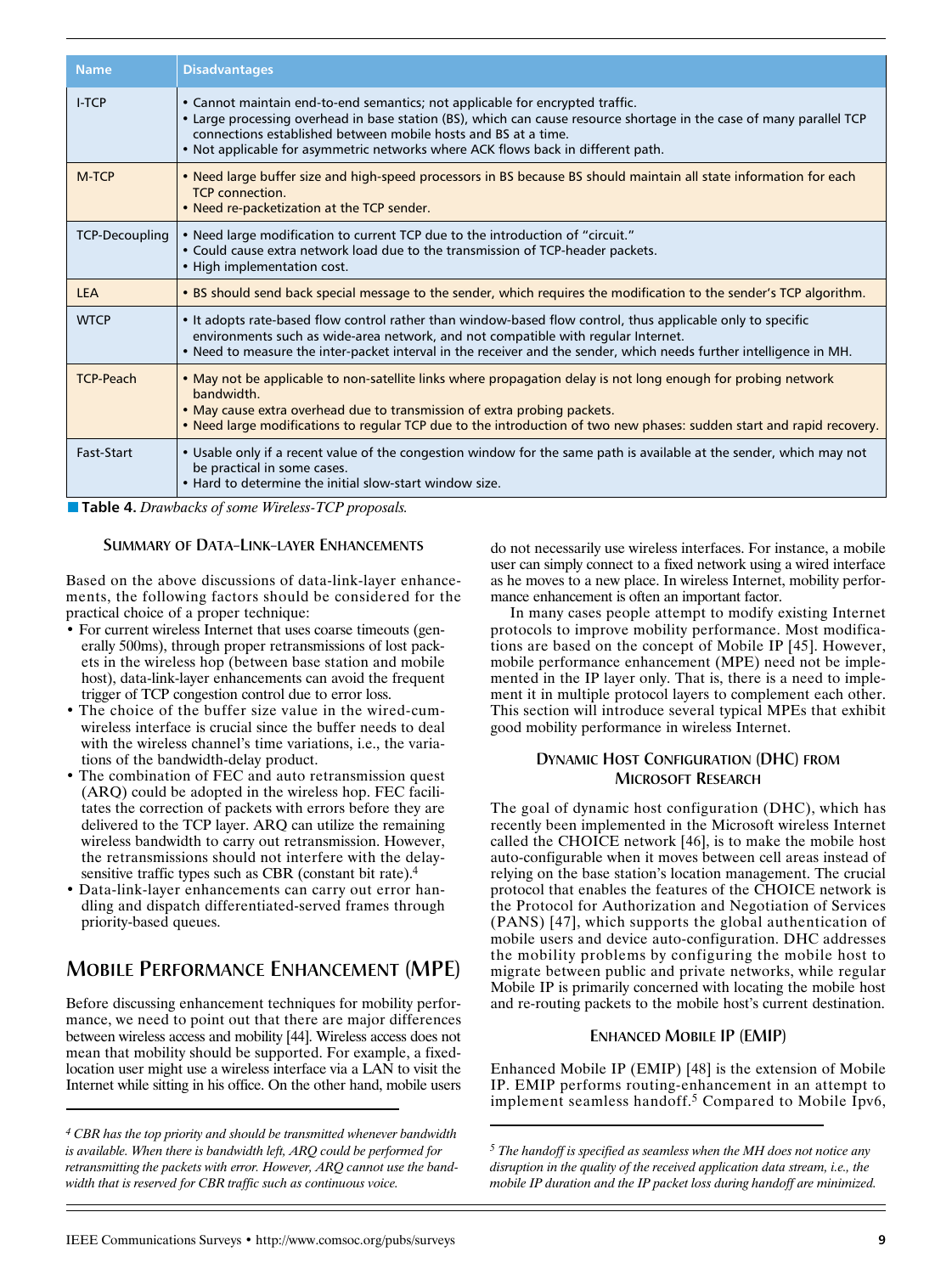| Name | Disadvantages |
|---|---|
| I-TCP | • Cannot maintain end-to-end semantics; not applicable for encrypted traffic.<br>• Large processing overhead in base station (BS), which can cause resource shortage in the case of many parallel TCP connections established between mobile hosts and BS at a time.<br>• Not applicable for asymmetric networks where ACK flows back in different path. |
| M-TCP | • Need large buffer size and high-speed processors in BS because BS should maintain all state information for each TCP connection.<br>• Need re-packetization at the TCP sender. |
| TCP-Decoupling | • Need large modification to current TCP due to the introduction of "circuit."<br>• Could cause extra network load due to the transmission of TCP-header packets.<br>• High implementation cost. |
| LEA | • BS should send back special message to the sender, which requires the modification to the sender's TCP algorithm. |
| WTCP | • It adopts rate-based flow control rather than window-based flow control, thus applicable only to specific environments such as wide-area network, and not compatible with regular Internet.<br>• Need to measure the inter-packet interval in the receiver and the sender, which needs further intelligence in MH. |
| TCP-Peach | • May not be applicable to non-satellite links where propagation delay is not long enough for probing network bandwidth.<br>• May cause extra overhead due to transmission of extra probing packets.<br>• Need large modifications to regular TCP due to the introduction of two new phases: sudden start and rapid recovery. |
| Fast-Start | • Usable only if a recent value of the congestion window for the same path is available at the sender, which may not be practical in some cases.<br>• Hard to determine the initial slow-start window size. |

**Table 4.** *Drawbacks of some Wireless-TCP proposals.*

### Summary of Data-Link-layer Enhancements

Based on the above discussions of data-link-layer enhancements, the following factors should be considered for the practical choice of a proper technique:

- For current wireless Internet that uses coarse timeouts (generally 500ms), through proper retransmissions of lost packets in the wireless hop (between base station and mobile host), data-link-layer enhancements can avoid the frequent trigger of TCP congestion control due to error loss.
- The choice of the buffer size value in the wired-cum-wireless interface is crucial since the buffer needs to deal with the wireless channel's time variations, i.e., the variations of the bandwidth-delay product.
- The combination of FEC and auto retransmission quest (ARQ) could be adopted in the wireless hop. FEC facilitates the correction of packets with errors before they are delivered to the TCP layer. ARQ can utilize the remaining wireless bandwidth to carry out retransmission. However, the retransmissions should not interfere with the delay-sensitive traffic types such as CBR (constant bit rate).[4]
- Data-link-layer enhancements can carry out error handling and dispatch differentiated-served frames through priority-based queues.

## Mobile Performance Enhancement (MPE)

Before discussing enhancement techniques for mobility performance, we need to point out that there are major differences between wireless access and mobility [44]. Wireless access does not mean that mobility should be supported. For example, a fixed-location user might use a wireless interface via a LAN to visit the Internet while sitting in his office. On the other hand, mobile users do not necessarily use wireless interfaces. For instance, a mobile user can simply connect to a fixed network using a wired interface as he moves to a new place. In wireless Internet, mobility performance enhancement is often an important factor.

In many cases people attempt to modify existing Internet protocols to improve mobility performance. Most modifications are based on the concept of Mobile IP [45]. However, mobile performance enhancement (MPE) need not be implemented in the IP layer only. That is, there is a need to implement it in multiple protocol layers to complement each other. This section will introduce several typical MPEs that exhibit good mobility performance in wireless Internet.

### Dynamic Host Configuration (DHC) from Microsoft Research

The goal of dynamic host configuration (DHC), which has recently been implemented in the Microsoft wireless Internet called the CHOICE network [46], is to make the mobile host auto-configurable when it moves between cell areas instead of relying on the base station's location management. The crucial protocol that enables the features of the CHOICE network is the Protocol for Authorization and Negotiation of Services (PANS) [47], which supports the global authentication of mobile users and device auto-configuration. DHC addresses the mobility problems by configuring the mobile host to migrate between public and private networks, while regular Mobile IP is primarily concerned with locating the mobile host and re-routing packets to the mobile host's current destination.

### Enhanced Mobile IP (EMIP)

Enhanced Mobile IP (EMIP) [48] is the extension of Mobile IP. EMIP performs routing-enhancement in an attempt to implement seamless handoff.[5] Compared to Mobile Ipv6,

---

[4] *CBR has the top priority and should be transmitted whenever bandwidth is available. When there is bandwidth left, ARQ could be performed for retransmitting the packets with error. However, ARQ cannot use the bandwidth that is reserved for CBR traffic such as continuous voice.*

[5] *The handoff is specified as seamless when the MH does not notice any disruption in the quality of the received application data stream, i.e., the mobile IP duration and the IP packet loss during handoff are minimized.*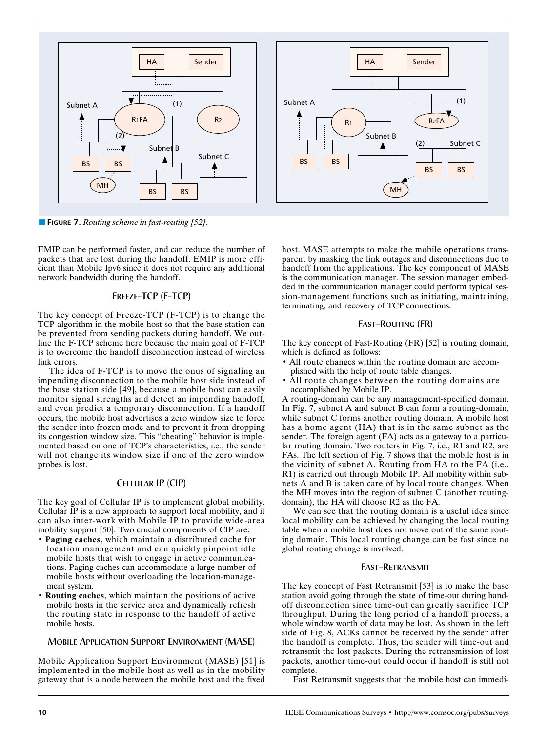**FIGURE 7.** *Routing scheme in fast-routing [52].*

EMIP can be performed faster, and can reduce the number of packets that are lost during the handoff. EMIP is more efficient than Mobile Ipv6 since it does not require any additional network bandwidth during the handoff.

### FREEZE-TCP (F-TCP)

The key concept of Freeze-TCP (F-TCP) is to change the TCP algorithm in the mobile host so that the base station can be prevented from sending packets during handoff. We outline the F-TCP scheme here because the main goal of F-TCP is to overcome the handoff disconnection instead of wireless link errors.

The idea of F-TCP is to move the onus of signaling an impending disconnection to the mobile host side instead of the base station side [49], because a mobile host can easily monitor signal strengths and detect an impending handoff, and even predict a temporary disconnection. If a handoff occurs, the mobile host advertises a zero window size to force the sender into frozen mode and to prevent it from dropping its congestion window size. This "cheating" behavior is implemented based on one of TCP's characteristics, i.e., the sender will not change its window size if one of the zero window probes is lost.

### CELLULAR IP (CIP)

The key goal of Cellular IP is to implement global mobility. Cellular IP is a new approach to support local mobility, and it can also inter-work with Mobile IP to provide wide-area mobility support [50]. Two crucial components of CIP are:

- **Paging caches**, which maintain a distributed cache for location management and can quickly pinpoint idle mobile hosts that wish to engage in active communications. Paging caches can accommodate a large number of mobile hosts without overloading the location-management system.
- **Routing caches**, which maintain the positions of active mobile hosts in the service area and dynamically refresh the routing state in response to the handoff of active mobile hosts.

### MOBILE APPLICATION SUPPORT ENVIRONMENT (MASE)

Mobile Application Support Environment (MASE) [51] is implemented in the mobile host as well as in the mobility gateway that is a node between the mobile host and the fixed host. MASE attempts to make the mobile operations transparent by masking the link outages and disconnections due to handoff from the applications. The key component of MASE is the communication manager. The session manager embedded in the communication manager could perform typical session-management functions such as initiating, maintaining, terminating, and recovery of TCP connections.

### FAST-ROUTING (FR)

The key concept of Fast-Routing (FR) [52] is routing domain, which is defined as follows:

- All route changes within the routing domain are accomplished with the help of route table changes.
- All route changes between the routing domains are accomplished by Mobile IP.

A routing-domain can be any management-specified domain. In Fig. 7, subnet A and subnet B can form a routing-domain, while subnet C forms another routing domain. A mobile host has a home agent (HA) that is in the same subnet as the sender. The foreign agent (FA) acts as a gateway to a particular routing domain. Two routers in Fig. 7, i.e., R1 and R2, are FAs. The left section of Fig. 7 shows that the mobile host is in the vicinity of subnet A. Routing from HA to the FA (i.e., R1) is carried out through Mobile IP. All mobility within subnets A and B is taken care of by local route changes. When the MH moves into the region of subnet C (another routing-domain), the HA will choose R2 as the FA.

We can see that the routing domain is a useful idea since local mobility can be achieved by changing the local routing table when a mobile host does not move out of the same routing domain. This local routing change can be fast since no global routing change is involved.

### FAST-RETRANSMIT

The key concept of Fast Retransmit [53] is to make the base station avoid going through the state of time-out during handoff disconnection since time-out can greatly sacrifice TCP throughput. During the long period of a handoff process, a whole window worth of data may be lost. As shown in the left side of Fig. 8, ACKs cannot be received by the sender after the handoff is complete. Thus, the sender will time-out and retransmit the lost packets. During the retransmission of lost packets, another time-out could occur if handoff is still not complete.

Fast Retransmit suggests that the mobile host can immedi-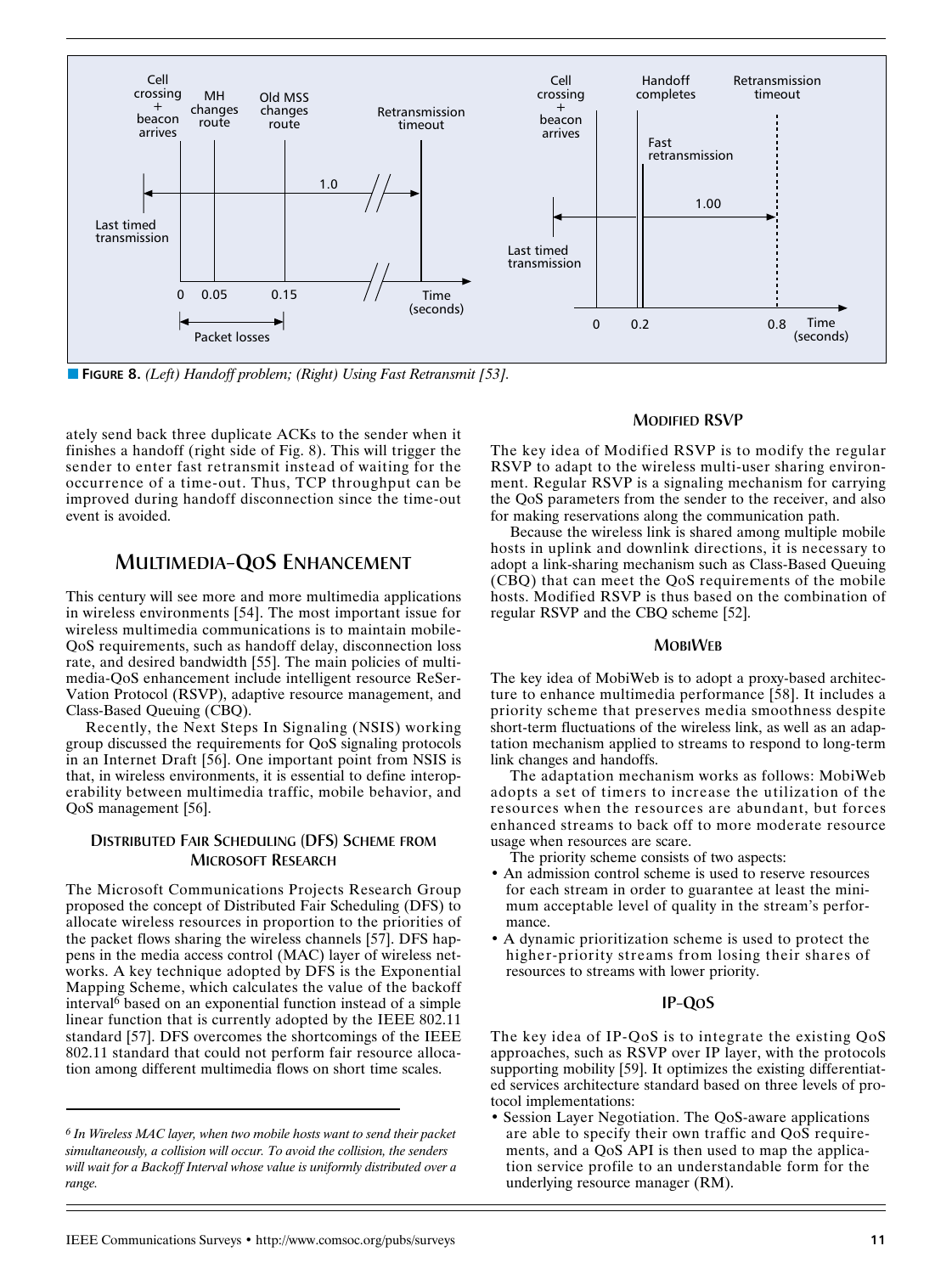Cell crossing + beacon arrives

MH changes route

Old MSS changes route

Retransmission timeout

1.0

Last timed transmission

0 0.05 0.15

Time (seconds)

Packet losses

Cell crossing + beacon arrives

Handoff completes

Retransmission timeout

Fast retransmission

1.00

Last timed transmission

0 0.2 0.8 Time (seconds)

**FIGURE 8.** *(Left) Handoff problem; (Right) Using Fast Retransmit [53].*

ately send back three duplicate ACKs to the sender when it finishes a handoff (right side of Fig. 8). This will trigger the sender to enter fast retransmit instead of waiting for the occurrence of a time-out. Thus, TCP throughput can be improved during handoff disconnection since the time-out event is avoided.

## MULTIMEDIA-QOS ENHANCEMENT

This century will see more and more multimedia applications in wireless environments [54]. The most important issue for wireless multimedia communications is to maintain mobile-QoS requirements, such as handoff delay, disconnection loss rate, and desired bandwidth [55]. The main policies of multimedia-QoS enhancement include intelligent resource ReSerVation Protocol (RSVP), adaptive resource management, and Class-Based Queuing (CBQ).

Recently, the Next Steps In Signaling (NSIS) working group discussed the requirements for QoS signaling protocols in an Internet Draft [56]. One important point from NSIS is that, in wireless environments, it is essential to define interoperability between multimedia traffic, mobile behavior, and QoS management [56].

### DISTRIBUTED FAIR SCHEDULING (DFS) SCHEME FROM MICROSOFT RESEARCH

The Microsoft Communications Projects Research Group proposed the concept of Distributed Fair Scheduling (DFS) to allocate wireless resources in proportion to the priorities of the packet flows sharing the wireless channels [57]. DFS happens in the media access control (MAC) layer of wireless networks. A key technique adopted by DFS is the Exponential Mapping Scheme, which calculates the value of the backoff interval[6] based on an exponential function instead of a simple linear function that is currently adopted by the IEEE 802.11 standard [57]. DFS overcomes the shortcomings of the IEEE 802.11 standard that could not perform fair resource allocation among different multimedia flows on short time scales.

### MODIFIED RSVP

The key idea of Modified RSVP is to modify the regular RSVP to adapt to the wireless multi-user sharing environment. Regular RSVP is a signaling mechanism for carrying the QoS parameters from the sender to the receiver, and also for making reservations along the communication path.

Because the wireless link is shared among multiple mobile hosts in uplink and downlink directions, it is necessary to adopt a link-sharing mechanism such as Class-Based Queuing (CBQ) that can meet the QoS requirements of the mobile hosts. Modified RSVP is thus based on the combination of regular RSVP and the CBQ scheme [52].

### MOBIWEB

The key idea of MobiWeb is to adopt a proxy-based architecture to enhance multimedia performance [58]. It includes a priority scheme that preserves media smoothness despite short-term fluctuations of the wireless link, as well as an adaptation mechanism applied to streams to respond to long-term link changes and handoffs.

The adaptation mechanism works as follows: MobiWeb adopts a set of timers to increase the utilization of the resources when the resources are abundant, but forces enhanced streams to back off to more moderate resource usage when resources are scarce.

The priority scheme consists of two aspects:

- An admission control scheme is used to reserve resources for each stream in order to guarantee at least the minimum acceptable level of quality in the stream's performance.
- A dynamic prioritization scheme is used to protect the higher-priority streams from losing their shares of resources to streams with lower priority.

### IP-QOS

The key idea of IP-QoS is to integrate the existing QoS approaches, such as RSVP over IP layer, with the protocols supporting mobility [59]. It optimizes the existing differentiated services architecture standard based on three levels of protocol implementations:

- Session Layer Negotiation. The QoS-aware applications are able to specify their own traffic and QoS requirements, and a QoS API is then used to map the application service profile to an understandable form for the underlying resource manager (RM).

---

*[6] In Wireless MAC layer, when two mobile hosts want to send their packet simultaneously, a collision will occur. To avoid the collision, the senders will wait for a Backoff Interval whose value is uniformly distributed over a range.*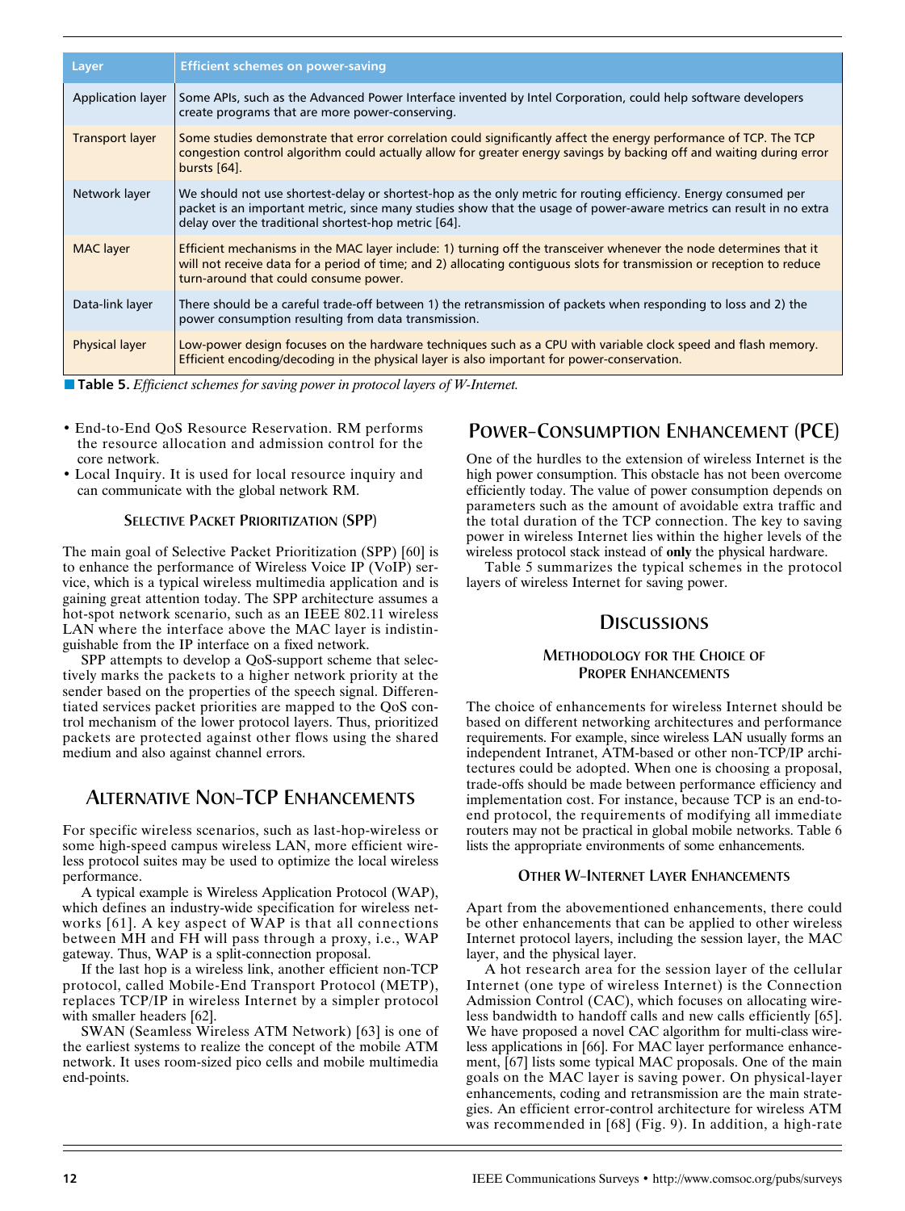| Layer | Efficient schemes on power-saving |
|---|---|
| Application layer | Some APIs, such as the Advanced Power Interface invented by Intel Corporation, could help software developers create programs that are more power-conserving. |
| Transport layer | Some studies demonstrate that error correlation could significantly affect the energy performance of TCP. The TCP congestion control algorithm could actually allow for greater energy savings by backing off and waiting during error bursts [64]. |
| Network layer | We should not use shortest-delay or shortest-hop as the only metric for routing efficiency. Energy consumed per packet is an important metric, since many studies show that the usage of power-aware metrics can result in no extra delay over the traditional shortest-hop metric [64]. |
| MAC layer | Efficient mechanisms in the MAC layer include: 1) turning off the transceiver whenever the node determines that it will not receive data for a period of time; and 2) allocating contiguous slots for transmission or reception to reduce turn-around that could consume power. |
| Data-link layer | There should be a careful trade-off between 1) the retransmission of packets when responding to loss and 2) the power consumption resulting from data transmission. |
| Physical layer | Low-power design focuses on the hardware techniques such as a CPU with variable clock speed and flash memory. Efficient encoding/decoding in the physical layer is also important for power-conservation. |

**Table 5.** *Efficienct schemes for saving power in protocol layers of W-Internet.*

- End-to-End QoS Resource Reservation. RM performs the resource allocation and admission control for the core network.
- Local Inquiry. It is used for local resource inquiry and can communicate with the global network RM.

### Selective Packet Prioritization (SPP)

The main goal of Selective Packet Prioritization (SPP) [60] is to enhance the performance of Wireless Voice IP (VoIP) service, which is a typical wireless multimedia application and is gaining great attention today. The SPP architecture assumes a hot-spot network scenario, such as an IEEE 802.11 wireless LAN where the interface above the MAC layer is indistinguishable from the IP interface on a fixed network.

SPP attempts to develop a QoS-support scheme that selectively marks the packets to a higher network priority at the sender based on the properties of the speech signal. Differentiated services packet priorities are mapped to the QoS control mechanism of the lower protocol layers. Thus, prioritized packets are protected against other flows using the shared medium and also against channel errors.

## Alternative Non-TCP Enhancements

For specific wireless scenarios, such as last-hop-wireless or some high-speed campus wireless LAN, more efficient wireless protocol suites may be used to optimize the local wireless performance.

A typical example is Wireless Application Protocol (WAP), which defines an industry-wide specification for wireless networks [61]. A key aspect of WAP is that all connections between MH and FH will pass through a proxy, i.e., WAP gateway. Thus, WAP is a split-connection proposal.

If the last hop is a wireless link, another efficient non-TCP protocol, called Mobile-End Transport Protocol (METP), replaces TCP/IP in wireless Internet by a simpler protocol with smaller headers [62].

SWAN (Seamless Wireless ATM Network) [63] is one of the earliest systems to realize the concept of the mobile ATM network. It uses room-sized pico cells and mobile multimedia end-points.

## Power-Consumption Enhancement (PCE)

One of the hurdles to the extension of wireless Internet is the high power consumption. This obstacle has not been overcome efficiently today. The value of power consumption depends on parameters such as the amount of avoidable extra traffic and the total duration of the TCP connection. The key to saving power in wireless Internet lies within the higher levels of the wireless protocol stack instead of **only** the physical hardware.

Table 5 summarizes the typical schemes in the protocol layers of wireless Internet for saving power.

## Discussions

### Methodology for the Choice of Proper Enhancements

The choice of enhancements for wireless Internet should be based on different networking architectures and performance requirements. For example, since wireless LAN usually forms an independent Intranet, ATM-based or other non-TCP/IP architectures could be adopted. When one is choosing a proposal, trade-offs should be made between performance efficiency and implementation cost. For instance, because TCP is an end-to-end protocol, the requirements of modifying all immediate routers may not be practical in global mobile networks. Table 6 lists the appropriate environments of some enhancements.

### Other W-Internet Layer Enhancements

Apart from the abovementioned enhancements, there could be other enhancements that can be applied to other wireless Internet protocol layers, including the session layer, the MAC layer, and the physical layer.

A hot research area for the session layer of the cellular Internet (one type of wireless Internet) is the Connection Admission Control (CAC), which focuses on allocating wireless bandwidth to handoff calls and new calls efficiently [65]. We have proposed a novel CAC algorithm for multi-class wireless applications in [66]. For MAC layer performance enhancement, [67] lists some typical MAC proposals. One of the main goals on the MAC layer is saving power. On physical-layer enhancements, coding and retransmission are the main strategies. An efficient error-control architecture for wireless ATM was recommended in [68] (Fig. 9). In addition, a high-rate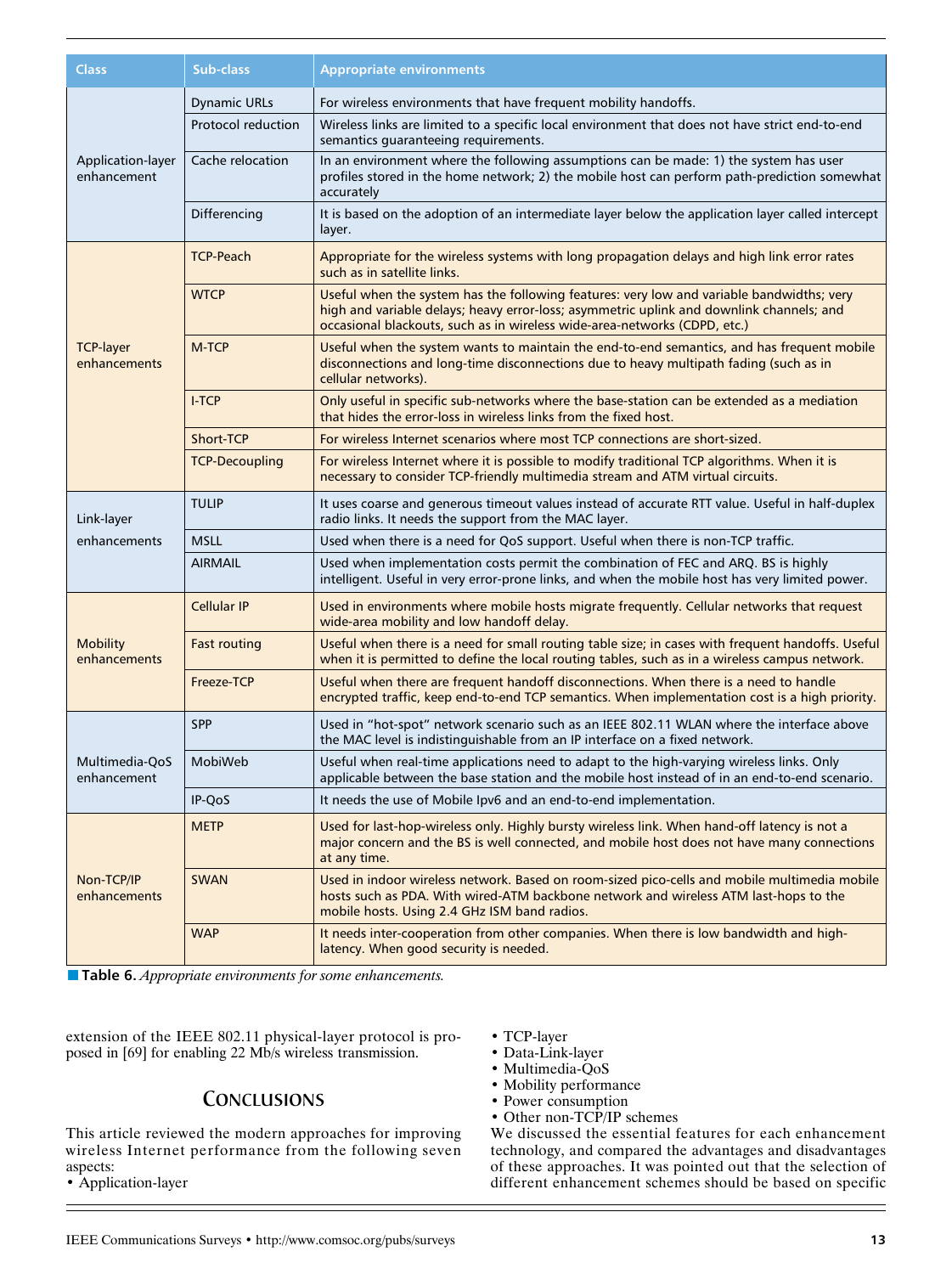| Class | Sub-class | Appropriate environments |
|---|---|---|
| Application-layer enhancement | Dynamic URLs | For wireless environments that have frequent mobility handoffs. |
| | Protocol reduction | Wireless links are limited to a specific local environment that does not have strict end-to-end semantics guaranteeing requirements. |
| | Cache relocation | In an environment where the following assumptions can be made: 1) the system has user profiles stored in the home network; 2) the mobile host can perform path-prediction somewhat accurately |
| | Differencing | It is based on the adoption of an intermediate layer below the application layer called intercept layer. |
| TCP-layer enhancements | TCP-Peach | Appropriate for the wireless systems with long propagation delays and high link error rates such as in satellite links. |
| | WTCP | Useful when the system has the following features: very low and variable bandwidths; very high and variable delays; heavy error-loss; asymmetric uplink and downlink channels; and occasional blackouts, such as in wireless wide-area-networks (CDPD, etc.) |
| | M-TCP | Useful when the system wants to maintain the end-to-end semantics, and has frequent mobile disconnections and long-time disconnections due to heavy multipath fading (such as in cellular networks). |
| | I-TCP | Only useful in specific sub-networks where the base-station can be extended as a mediation that hides the error-loss in wireless links from the fixed host. |
| | Short-TCP | For wireless Internet scenarios where most TCP connections are short-sized. |
| | TCP-Decoupling | For wireless Internet where it is possible to modify traditional TCP algorithms. When it is necessary to consider TCP-friendly multimedia stream and ATM virtual circuits. |
| Link-layer enhancements | TULIP | It uses coarse and generous timeout values instead of accurate RTT value. Useful in half-duplex radio links. It needs the support from the MAC layer. |
| | MSLL | Used when there is a need for QoS support. Useful when there is non-TCP traffic. |
| | AIRMAIL | Used when implementation costs permit the combination of FEC and ARQ. BS is highly intelligent. Useful in very error-prone links, and when the mobile host has very limited power. |
| Mobility enhancements | Cellular IP | Used in environments where mobile hosts migrate frequently. Cellular networks that request wide-area mobility and low handoff delay. |
| | Fast routing | Useful when there is a need for small routing table size; in cases with frequent handoffs. Useful when it is permitted to define the local routing tables, such as in a wireless campus network. |
| | Freeze-TCP | Useful when there are frequent handoff disconnections. When there is a need to handle encrypted traffic, keep end-to-end TCP semantics. When implementation cost is a high priority. |
| Multimedia-QoS enhancement | SPP | Used in "hot-spot" network scenario such as an IEEE 802.11 WLAN where the interface above the MAC level is indistinguishable from an IP interface on a fixed network. |
| | MobiWeb | Useful when real-time applications need to adapt to the high-varying wireless links. Only applicable between the base station and the mobile host instead of in an end-to-end scenario. |
| | IP-QoS | It needs the use of Mobile Ipv6 and an end-to-end implementation. |
| Non-TCP/IP enhancements | METP | Used for last-hop-wireless only. Highly bursty wireless link. When hand-off latency is not a major concern and the BS is well connected, and mobile host does not have many connections at any time. |
| | SWAN | Used in indoor wireless network. Based on room-sized pico-cells and mobile multimedia mobile hosts such as PDA. With wired-ATM backbone network and wireless ATM last-hops to the mobile hosts. Using 2.4 GHz ISM band radios. |
| | WAP | It needs inter-cooperation from other companies. When there is low bandwidth and high-latency. When good security is needed. |

**Table 6.** *Appropriate environments for some enhancements.*

extension of the IEEE 802.11 physical-layer protocol is proposed in [69] for enabling 22 Mb/s wireless transmission.

## Conclusions

This article reviewed the modern approaches for improving wireless Internet performance from the following seven aspects:

- Application-layer
- TCP-layer
- Data-Link-layer
- Multimedia-QoS
- Mobility performance
- Power consumption
- Other non-TCP/IP schemes

We discussed the essential features for each enhancement technology, and compared the advantages and disadvantages of these approaches. It was pointed out that the selection of different enhancement schemes should be based on specific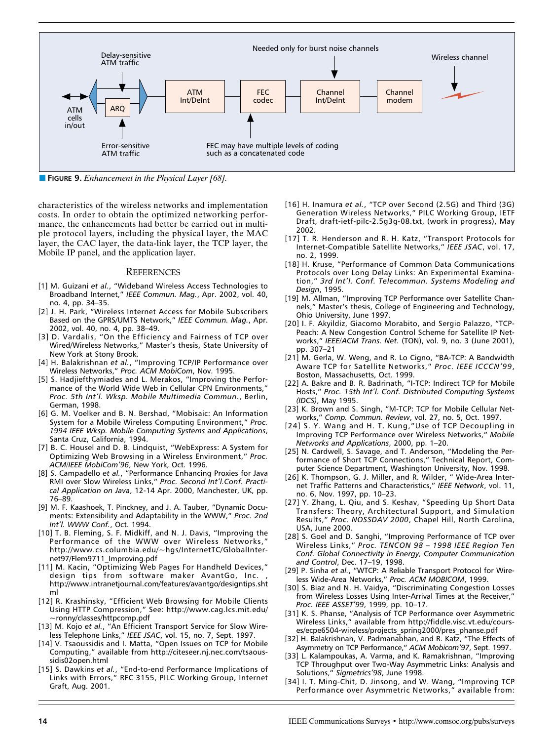**FIGURE 9.** *Enhancement in the Physical Layer [68].*

characteristics of the wireless networks and implementation costs. In order to obtain the optimized networking performance, the enhancements had better be carried out in multiple protocol layers, including the physical layer, the MAC layer, the CAC layer, the data-link layer, the TCP layer, the Mobile IP panel, and the application layer.

## REFERENCES

[1] M. Guizani *et al.*, "Wideband Wireless Access Technologies to Broadband Internet," *IEEE Commun. Mag.*, Apr. 2002, vol. 40, no. 4, pp. 34–35.

[2] J. H. Park, "Wireless Internet Access for Mobile Subscribers Based on the GPRS/UMTS Network," *IEEE Commun. Mag.*, Apr. 2002, vol. 40, no. 4, pp. 38–49.

[3] D. Vardalis, "On the Efficiency and Fairness of TCP over Wired/Wireless Networks," Master's thesis, State University of New York at Stony Brook.

[4] H. Balakrishnan *et al.*, "Improving TCP/IP Performance over Wireless Networks," *Proc. ACM MobiCom*, Nov. 1995.

[5] S. Hadjiefthymiades and L. Merakos, "Improving the Performance of the World Wide Web in Cellular CPN Environments," *Proc. 5th Int'l. Wksp. Mobile Multimedia Commun.*, Berlin, German, 1998.

[6] G. M. Voelker and B. N. Bershad, "Mobisaic: An Information System for a Mobile Wireless Computing Environment," *Proc. 1994 IEEE Wksp. Mobile Computing Systems and Applications*, Santa Cruz, California, 1994.

[7] B. C. Housel and D. B. Lindquist, "WebExpress: A System for Optimizing Web Browsing in a Wireless Environment," *Proc. ACM/IEEE MobiCom'96*, New York, Oct. 1996.

[8] S. Campadello *et al.*, "Performance Enhancing Proxies for Java RMI over Slow Wireless Links," *Proc. Second Int'l.Conf. Practical Application on Java*, 12-14 Apr. 2000, Manchester, UK, pp. 76–89.

[9] M. F. Kaashoek, T. Pinckney, and J. A. Tauber, "Dynamic Documents: Extensibility and Adaptability in the WWW," *Proc. 2nd Int'l. WWW Conf.*, Oct. 1994.

[10] T. B. Fleming, S. F. Midkiff, and N. J. Davis, "Improving the Performance of the WWW over Wireless Networks," http://www.cs.columbia.edu/~hgs/InternetTC/GlobalInternet97/Flem9711_Improving.pdf

[11] M. Kacin, "Optimizing Web Pages For Handheld Devices," design tips from software maker AvantGo, Inc. , http://www.intranetjournal.com/features/avantgo/designtips.shtml

[12] R. Krashinsky, "Efficient Web Browsing for Mobile Clients Using HTTP Compression," See: http://www.cag.lcs.mit.edu/~ronny/classes/httpcomp.pdf

[13] M. Kojo *et al.*, "An Efficient Transport Service for Slow Wireless Telephone Links," *IEEE JSAC*, vol. 15, no. 7, Sept. 1997.

[14] V. Tsaoussidis and I. Matta, "Open Issues on TCP for Mobile Computing," available from http://citeseer.nj.nec.com/tsaoussidis02open.html

[15] S. Dawkins *et al.*, "End-to-end Performance Implications of Links with Errors," RFC 3155, PILC Working Group, Internet Graft, Aug. 2001.

[16] H. Inamura *et al.*, "TCP over Second (2.5G) and Third (3G) Generation Wireless Networks," PILC Working Group, IETF Draft, draft-ietf-pilc-2.5g3g-08.txt, (work in progress), May 2002.

[17] T. R. Henderson and R. H. Katz, "Transport Protocols for Internet-Compatible Satellite Networks," *IEEE JSAC*, vol. 17, no. 2, 1999.

[18] H. Kruse, "Performance of Common Data Communications Protocols over Long Delay Links: An Experimental Examination," *3rd Int'l. Conf. Telecommun. Systems Modeling and Design*, 1995.

[19] M. Allman, "Improving TCP Performance over Satellite Channels," Master's thesis, College of Engineering and Technology, Ohio University, June 1997.

[20] I. F. Akyildiz, Giacomo Morabito, and Sergio Palazzo, "TCP-Peach: A New Congestion Control Scheme for Satellite IP Networks," *IEEE/ACM Trans. Net.* (TON), vol. 9, no. 3 (June 2001), pp. 307–21

[21] M. Gerla, W. Weng, and R. Lo Cigno, "BA-TCP: A Bandwidth Aware TCP for Satellite Networks," *Proc. IEEE ICCCN'99*, Boston, Massachusetts, Oct. 1999.

[22] A. Bakre and B. R. Badrinath, "I-TCP: Indirect TCP for Mobile Hosts," *Proc. 15th Int'l. Conf. Distributed Computing Systems (IDCS)*, May 1995.

[23] K. Brown and S. Singh, "M-TCP: TCP for Mobile Cellular Networks," *Comp. Commun. Review*, vol. 27, no. 5, Oct. 1997.

[24] S. Y. Wang and H. T. Kung,"Use of TCP Decoupling in Improving TCP Performance over Wireless Networks," *Mobile Networks and Applications*, 2000, pp. 1–20.

[25] N. Cardwell, S. Savage, and T. Anderson, "Modeling the Performance of Short TCP Connections," Technical Report, Computer Science Department, Washington University, Nov. 1998.

[26] K. Thompson, G. J. Miller, and R. Wilder, " Wide-Area Internet Traffic Patterns and Characteristics," *IEEE Network*, vol. 11, no. 6, Nov. 1997, pp. 10–23.

[27] Y. Zhang, L. Qiu, and S. Keshav, "Speeding Up Short Data Transfers: Theory, Architectural Support, and Simulation Results," *Proc. NOSSDAV 2000*, Chapel Hill, North Carolina, USA, June 2000.

[28] S. Goel and D. Sanghi, "Improving Performance of TCP over Wireless Links," *Proc. TENCON 98 – 1998 IEEE Region Ten Conf. Global Connectivity in Energy, Computer Communication and Control*, Dec. 17–19, 1998.

[29] P. Sinha *et al.*, "WTCP: A Reliable Transport Protocol for Wireless Wide-Area Networks," *Proc. ACM MOBICOM*, 1999.

[30] S. Biaz and N. H. Vaidya, "Discriminating Congestion Losses from Wireless Losses Using Inter-Arrival Times at the Receiver," *Proc. IEEE ASSET'99*, 1999, pp. 10–17.

[31] K. S. Phanse, "Analysis of TCP Performance over Asymmetric Wireless Links," available from http://fiddle.visc.vt.edu/courses/ecpe6504-wireless/projects_spring2000/pres_phanse.pdf

[32] H. Balakrishnan, V. Padmanabhan, and R. Katz, "The Effects of Asymmetry on TCP Performance," *ACM Mobicom'97*, Sept. 1997.

[33] L. Kalampoukas, A. Varma, and K. Ramakrishnan, "Improving TCP Throughput over Two-Way Asymmetric Links: Analysis and Solutions," *Sigmetrics'98*, June 1998.

[34] I. T. Ming-Chit, D. Jinsong, and W. Wang, "Improving TCP Performance over Asymmetric Networks," available from: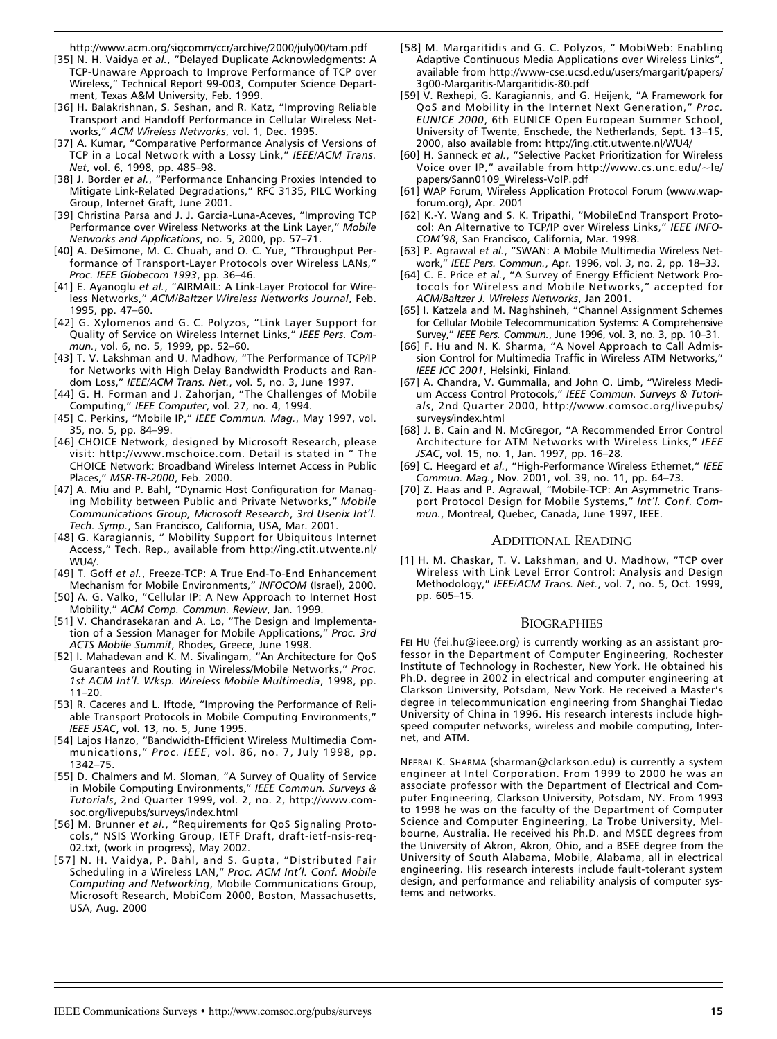http://www.acm.org/sigcomm/ccr/archive/2000/july00/tam.pdf

[35] N. H. Vaidya *et al.*, "Delayed Duplicate Acknowledgments: A TCP-Unaware Approach to Improve Performance of TCP over Wireless," Technical Report 99-003, Computer Science Department, Texas A&M University, Feb. 1999.

[36] H. Balakrishnan, S. Seshan, and R. Katz, "Improving Reliable Transport and Handoff Performance in Cellular Wireless Networks," *ACM Wireless Networks*, vol. 1, Dec. 1995.

[37] A. Kumar, "Comparative Performance Analysis of Versions of TCP in a Local Network with a Lossy Link," *IEEE/ACM Trans. Net*, vol. 6, 1998, pp. 485–98.

[38] J. Border *et al.*, "Performance Enhancing Proxies Intended to Mitigate Link-Related Degradations," RFC 3135, PILC Working Group, Internet Graft, June 2001.

[39] Christina Parsa and J. J. Garcia-Luna-Aceves, "Improving TCP Performance over Wireless Networks at the Link Layer," *Mobile Networks and Applications*, no. 5, 2000, pp. 57–71.

[40] A. DeSimone, M. C. Chuah, and O. C. Yue, "Throughput Performance of Transport-Layer Protocols over Wireless LANs," *Proc. IEEE Globecom 1993*, pp. 36–46.

[41] E. Ayanoglu *et al.*, "AIRMAIL: A Link-Layer Protocol for Wireless Networks," *ACM/Baltzer Wireless Networks Journal*, Feb. 1995, pp. 47–60.

[42] G. Xylomenos and G. C. Polyzos, "Link Layer Support for Quality of Service on Wireless Internet Links," *IEEE Pers. Commun.*, vol. 6, no. 5, 1999, pp. 52–60.

[43] T. V. Lakshman and U. Madhow, "The Performance of TCP/IP for Networks with High Delay Bandwidth Products and Random Loss," *IEEE/ACM Trans. Net.*, vol. 5, no. 3, June 1997.

[44] G. H. Forman and J. Zahorjan, "The Challenges of Mobile Computing," *IEEE Computer*, vol. 27, no. 4, 1994.

[45] C. Perkins, "Mobile IP," *IEEE Commun. Mag.*, May 1997, vol. 35, no. 5, pp. 84–99.

[46] CHOICE Network, designed by Microsoft Research, please visit: http://www.mschoice.com. Detail is stated in " The CHOICE Network: Broadband Wireless Internet Access in Public Places," *MSR-TR-2000*, Feb. 2000.

[47] A. Miu and P. Bahl, "Dynamic Host Configuration for Managing Mobility between Public and Private Networks," *Mobile Communications Group, Microsoft Research*, *3rd Usenix Int'l. Tech. Symp.*, San Francisco, California, USA, Mar. 2001.

[48] G. Karagiannis, " Mobility Support for Ubiquitous Internet Access," Tech. Rep., available from http://ing.ctit.utwente.nl/WU4/.

[49] T. Goff *et al.*, Freeze-TCP: A True End-To-End Enhancement Mechanism for Mobile Environments," *INFOCOM* (Israel), 2000.

[50] A. G. Valko, "Cellular IP: A New Approach to Internet Host Mobility," *ACM Comp. Commun. Review*, Jan. 1999.

[51] V. Chandrasekaran and A. Lo, "The Design and Implementation of a Session Manager for Mobile Applications," *Proc. 3rd ACTS Mobile Summit*, Rhodes, Greece, June 1998.

[52] I. Mahadevan and K. M. Sivalingam, "An Architecture for QoS Guarantees and Routing in Wireless/Mobile Networks," *Proc. 1st ACM Int'l. Wksp. Wireless Mobile Multimedia*, 1998, pp. 11–20.

[53] R. Caceres and L. Iftode, "Improving the Performance of Reliable Transport Protocols in Mobile Computing Environments," *IEEE JSAC*, vol. 13, no. 5, June 1995.

[54] Lajos Hanzo, "Bandwidth-Efficient Wireless Multimedia Communications," *Proc. IEEE*, vol. 86, no. 7, July 1998, pp. 1342–75.

[55] D. Chalmers and M. Sloman, "A Survey of Quality of Service in Mobile Computing Environments," *IEEE Commun. Surveys & Tutorials*, 2nd Quarter 1999, vol. 2, no. 2, http://www.comsoc.org/livepubs/surveys/index.html

[56] M. Brunner *et al.*, "Requirements for QoS Signaling Protocols," NSIS Working Group, IETF Draft, draft-ietf-nsis-req-02.txt, (work in progress), May 2002.

[57] N. H. Vaidya, P. Bahl, and S. Gupta, "Distributed Fair Scheduling in a Wireless LAN," *Proc. ACM Int'l. Conf. Mobile Computing and Networking*, Mobile Communications Group, Microsoft Research, MobiCom 2000, Boston, Massachusetts, USA, Aug. 2000

[58] M. Margaritidis and G. C. Polyzos, " MobiWeb: Enabling Adaptive Continuous Media Applications over Wireless Links", available from http://www-cse.ucsd.edu/users/margarit/papers/3g00-Margaritis-Margaritidis-80.pdf

[59] V. Rexhepi, G. Karagiannis, and G. Heijenk, "A Framework for QoS and Mobility in the Internet Next Generation," *Proc. EUNICE 2000*, 6th EUNICE Open European Summer School, University of Twente, Enschede, the Netherlands, Sept. 13–15, 2000, also available from: http://ing.ctit.utwente.nl/WU4/

[60] H. Sanneck *et al.*, "Selective Packet Prioritization for Wireless Voice over IP," available from http://www.cs.unc.edu/~le/papers/Sann0109_Wireless-VoIP.pdf

[61] WAP Forum, Wireless Application Protocol Forum (www.wapforum.org), Apr. 2001

[62] K.-Y. Wang and S. K. Tripathi, "MobileEnd Transport Protocol: An Alternative to TCP/IP over Wireless Links," *IEEE INFOCOM'98*, San Francisco, California, Mar. 1998.

[63] P. Agrawal *et al.*, "SWAN: A Mobile Multimedia Wireless Network," *IEEE Pers. Commun.*, Apr. 1996, vol. 3, no. 2, pp. 18–33.

[64] C. E. Price *et al.*, "A Survey of Energy Efficient Network Protocols for Wireless and Mobile Networks," accepted for *ACM/Baltzer J. Wireless Networks*, Jan 2001.

[65] I. Katzela and M. Naghshineh, "Channel Assignment Schemes for Cellular Mobile Telecommunication Systems: A Comprehensive Survey," *IEEE Pers. Commun.*, June 1996, vol. 3, no. 3, pp. 10–31.

[66] F. Hu and N. K. Sharma, "A Novel Approach to Call Admission Control for Multimedia Traffic in Wireless ATM Networks," *IEEE ICC 2001*, Helsinki, Finland.

[67] A. Chandra, V. Gummalla, and John O. Limb, "Wireless Medium Access Control Protocols," *IEEE Commun. Surveys & Tutorials*, 2nd Quarter 2000, http://www.comsoc.org/livepubs/surveys/index.html

[68] J. B. Cain and N. McGregor, "A Recommended Error Control Architecture for ATM Networks with Wireless Links," *IEEE JSAC*, vol. 15, no. 1, Jan. 1997, pp. 16–28.

[69] C. Heegard *et al.*, "High-Performance Wireless Ethernet," *IEEE Commun. Mag.*, Nov. 2001, vol. 39, no. 11, pp. 64–73.

[70] Z. Haas and P. Agrawal, "Mobile-TCP: An Asymmetric Transport Protocol Design for Mobile Systems," *Int'l. Conf. Commun.*, Montreal, Quebec, Canada, June 1997, IEEE.

## Additional Reading

[1] H. M. Chaskar, T. V. Lakshman, and U. Madhow, "TCP over Wireless with Link Level Error Control: Analysis and Design Methodology," *IEEE/ACM Trans. Net.*, vol. 7, no. 5, Oct. 1999, pp. 605–15.

## Biographies

FEI HU (fei.hu@ieee.org) is currently working as an assistant professor in the Department of Computer Engineering, Rochester Institute of Technology in Rochester, New York. He obtained his Ph.D. degree in 2002 in electrical and computer engineering at Clarkson University, Potsdam, New York. He received a Master's degree in telecommunication engineering from Shanghai Tiedao University of China in 1996. His research interests include high-speed computer networks, wireless and mobile computing, Internet, and ATM.

NEERAJ K. SHARMA (sharman@clarkson.edu) is currently a system engineer at Intel Corporation. From 1999 to 2000 he was an associate professor with the Department of Electrical and Computer Engineering, Clarkson University, Potsdam, NY. From 1993 to 1998 he was on the faculty of the Department of Computer Science and Computer Engineering, La Trobe University, Melbourne, Australia. He received his Ph.D. and MSEE degrees from the University of Akron, Akron, Ohio, and a BSEE degree from the University of South Alabama, Mobile, Alabama, all in electrical engineering. His research interests include fault-tolerant system design, and performance and reliability analysis of computer systems and networks.